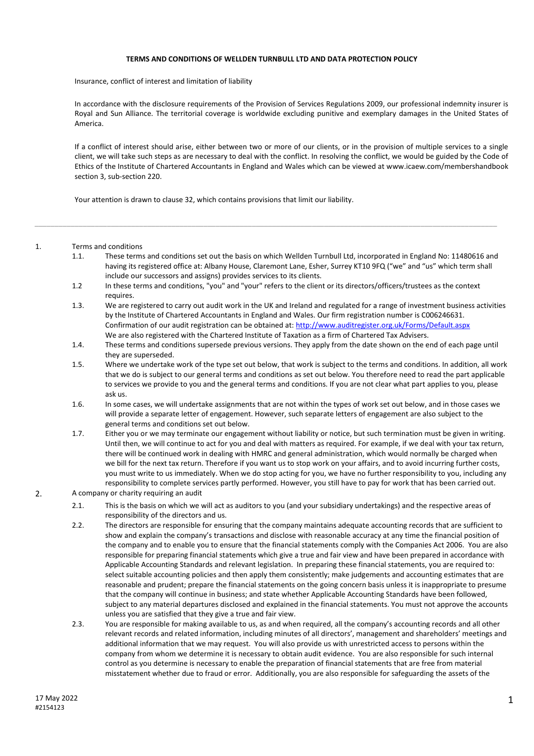**TERMS AND CONDITIONS OF WELLDEN TURNBULL LTD AND DATA PROTECTION POLICY**

Insurance, conflict of interest and limitation of liability

In accordance with the disclosure requirements of the Provision of Services Regulations 2009, our professional indemnity insurer is Royal and Sun Alliance. The territorial coverage is worldwide excluding punitive and exemplary damages in the United States of America.

If a conflict of interest should arise, either between two or more of our clients, or in the provision of multiple services to a single client, we will take such steps as are necessary to deal with the conflict. In resolving the conflict, we would be guided by the Code of Ethics of the Institute of Chartered Accountants in England and Wales which can be viewed at www.icaew.com/membershandbook section 3, sub-section 220.

Your attention is drawn to clause 32, which contains provisions that limit our liability.

---

1. Terms and conditions
   - 1.1. These terms and conditions set out the basis on which Wellden Turnbull Ltd, incorporated in England No: 11480616 and having its registered office at: Albany House, Claremont Lane, Esher, Surrey KT10 9FQ ("we" and "us" which term shall include our successors and assigns) provides services to its clients.
   - 1.2 In these terms and conditions, "you" and "your" refers to the client or its directors/officers/trustees as the context requires.
   - 1.3. We are registered to carry out audit work in the UK and Ireland and regulated for a range of investment business activities by the Institute of Chartered Accountants in England and Wales. Our firm registration number is C006246631. Confirmation of our audit registration can be obtained at: http://www.auditregister.org.uk/Forms/Default.aspx We are also registered with the Chartered Institute of Taxation as a firm of Chartered Tax Advisers.
   - 1.4. These terms and conditions supersede previous versions. They apply from the date shown on the end of each page until they are superseded.
   - 1.5. Where we undertake work of the type set out below, that work is subject to the terms and conditions. In addition, all work that we do is subject to our general terms and conditions as set out below. You therefore need to read the part applicable to services we provide to you and the general terms and conditions. If you are not clear what part applies to you, please ask us.
   - 1.6. In some cases, we will undertake assignments that are not within the types of work set out below, and in those cases we will provide a separate letter of engagement. However, such separate letters of engagement are also subject to the general terms and conditions set out below.
   - 1.7. Either you or we may terminate our engagement without liability or notice, but such termination must be given in writing. Until then, we will continue to act for you and deal with matters as required. For example, if we deal with your tax return, there will be continued work in dealing with HMRC and general administration, which would normally be charged when we bill for the next tax return. Therefore if you want us to stop work on your affairs, and to avoid incurring further costs, you must write to us immediately. When we do stop acting for you, we have no further responsibility to you, including any responsibility to complete services partly performed. However, you still have to pay for work that has been carried out.
2. A company or charity requiring an audit
   - 2.1. This is the basis on which we will act as auditors to you (and your subsidiary undertakings) and the respective areas of responsibility of the directors and us.
   - 2.2. The directors are responsible for ensuring that the company maintains adequate accounting records that are sufficient to show and explain the company's transactions and disclose with reasonable accuracy at any time the financial position of the company and to enable you to ensure that the financial statements comply with the Companies Act 2006. You are also responsible for preparing financial statements which give a true and fair view and have been prepared in accordance with Applicable Accounting Standards and relevant legislation. In preparing these financial statements, you are required to: select suitable accounting policies and then apply them consistently; make judgements and accounting estimates that are reasonable and prudent; prepare the financial statements on the going concern basis unless it is inappropriate to presume that the company will continue in business; and state whether Applicable Accounting Standards have been followed, subject to any material departures disclosed and explained in the financial statements. You must not approve the accounts unless you are satisfied that they give a true and fair view.
   - 2.3. You are responsible for making available to us, as and when required, all the company's accounting records and all other relevant records and related information, including minutes of all directors', management and shareholders' meetings and additional information that we may request. You will also provide us with unrestricted access to persons within the company from whom we determine it is necessary to obtain audit evidence. You are also responsible for such internal control as you determine is necessary to enable the preparation of financial statements that are free from material misstatement whether due to fraud or error. Additionally, you are also responsible for safeguarding the assets of the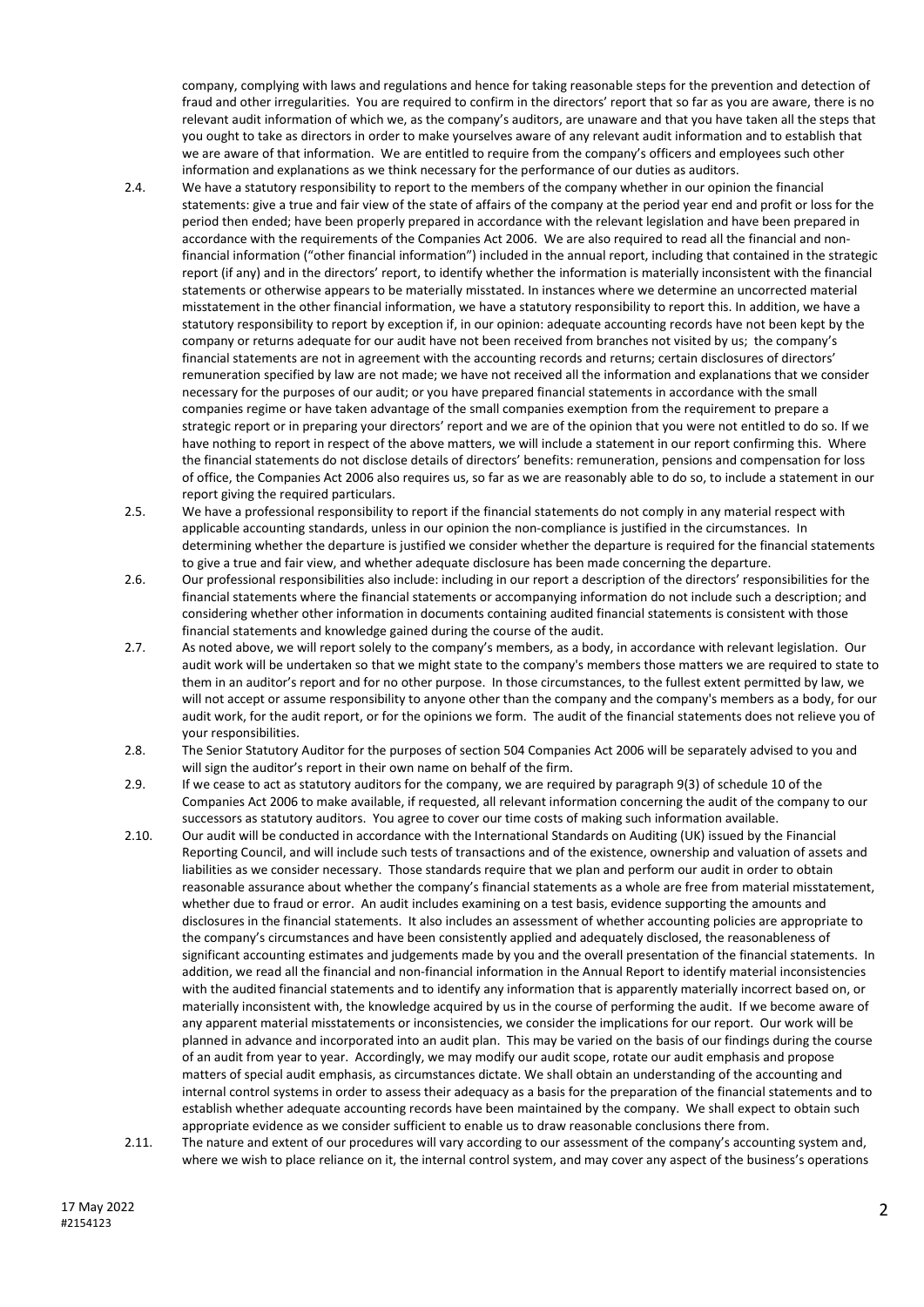company, complying with laws and regulations and hence for taking reasonable steps for the prevention and detection of fraud and other irregularities. You are required to confirm in the directors' report that so far as you are aware, there is no relevant audit information of which we, as the company's auditors, are unaware and that you have taken all the steps that you ought to take as directors in order to make yourselves aware of any relevant audit information and to establish that we are aware of that information. We are entitled to require from the company's officers and employees such other information and explanations as we think necessary for the performance of our duties as auditors.

2.4. We have a statutory responsibility to report to the members of the company whether in our opinion the financial statements: give a true and fair view of the state of affairs of the company at the period year end and profit or loss for the period then ended; have been properly prepared in accordance with the relevant legislation and have been prepared in accordance with the requirements of the Companies Act 2006. We are also required to read all the financial and non-financial information ("other financial information") included in the annual report, including that contained in the strategic report (if any) and in the directors' report, to identify whether the information is materially inconsistent with the financial statements or otherwise appears to be materially misstated. In instances where we determine an uncorrected material misstatement in the other financial information, we have a statutory responsibility to report this. In addition, we have a statutory responsibility to report by exception if, in our opinion: adequate accounting records have not been kept by the company or returns adequate for our audit have not been received from branches not visited by us; the company's financial statements are not in agreement with the accounting records and returns; certain disclosures of directors' remuneration specified by law are not made; we have not received all the information and explanations that we consider necessary for the purposes of our audit; or you have prepared financial statements in accordance with the small companies regime or have taken advantage of the small companies exemption from the requirement to prepare a strategic report or in preparing your directors' report and we are of the opinion that you were not entitled to do so. If we have nothing to report in respect of the above matters, we will include a statement in our report confirming this. Where the financial statements do not disclose details of directors' benefits: remuneration, pensions and compensation for loss of office, the Companies Act 2006 also requires us, so far as we are reasonably able to do so, to include a statement in our report giving the required particulars.

2.5. We have a professional responsibility to report if the financial statements do not comply in any material respect with applicable accounting standards, unless in our opinion the non-compliance is justified in the circumstances. In determining whether the departure is justified we consider whether the departure is required for the financial statements to give a true and fair view, and whether adequate disclosure has been made concerning the departure.

2.6. Our professional responsibilities also include: including in our report a description of the directors' responsibilities for the financial statements where the financial statements or accompanying information do not include such a description; and considering whether other information in documents containing audited financial statements is consistent with those financial statements and knowledge gained during the course of the audit.

2.7. As noted above, we will report solely to the company's members, as a body, in accordance with relevant legislation. Our audit work will be undertaken so that we might state to the company's members those matters we are required to state to them in an auditor's report and for no other purpose. In those circumstances, to the fullest extent permitted by law, we will not accept or assume responsibility to anyone other than the company and the company's members as a body, for our audit work, for the audit report, or for the opinions we form. The audit of the financial statements does not relieve you of your responsibilities.

2.8. The Senior Statutory Auditor for the purposes of section 504 Companies Act 2006 will be separately advised to you and will sign the auditor's report in their own name on behalf of the firm.

2.9. If we cease to act as statutory auditors for the company, we are required by paragraph 9(3) of schedule 10 of the Companies Act 2006 to make available, if requested, all relevant information concerning the audit of the company to our successors as statutory auditors. You agree to cover our time costs of making such information available.

2.10. Our audit will be conducted in accordance with the International Standards on Auditing (UK) issued by the Financial Reporting Council, and will include such tests of transactions and of the existence, ownership and valuation of assets and liabilities as we consider necessary. Those standards require that we plan and perform our audit in order to obtain reasonable assurance about whether the company's financial statements as a whole are free from material misstatement, whether due to fraud or error. An audit includes examining on a test basis, evidence supporting the amounts and disclosures in the financial statements. It also includes an assessment of whether accounting policies are appropriate to the company's circumstances and have been consistently applied and adequately disclosed, the reasonableness of significant accounting estimates and judgements made by you and the overall presentation of the financial statements. In addition, we read all the financial and non-financial information in the Annual Report to identify material inconsistencies with the audited financial statements and to identify any information that is apparently materially incorrect based on, or materially inconsistent with, the knowledge acquired by us in the course of performing the audit. If we become aware of any apparent material misstatements or inconsistencies, we consider the implications for our report. Our work will be planned in advance and incorporated into an audit plan. This may be varied on the basis of our findings during the course of an audit from year to year. Accordingly, we may modify our audit scope, rotate our audit emphasis and propose matters of special audit emphasis, as circumstances dictate. We shall obtain an understanding of the accounting and internal control systems in order to assess their adequacy as a basis for the preparation of the financial statements and to establish whether adequate accounting records have been maintained by the company. We shall expect to obtain such appropriate evidence as we consider sufficient to enable us to draw reasonable conclusions there from.

2.11. The nature and extent of our procedures will vary according to our assessment of the company's accounting system and, where we wish to place reliance on it, the internal control system, and may cover any aspect of the business's operations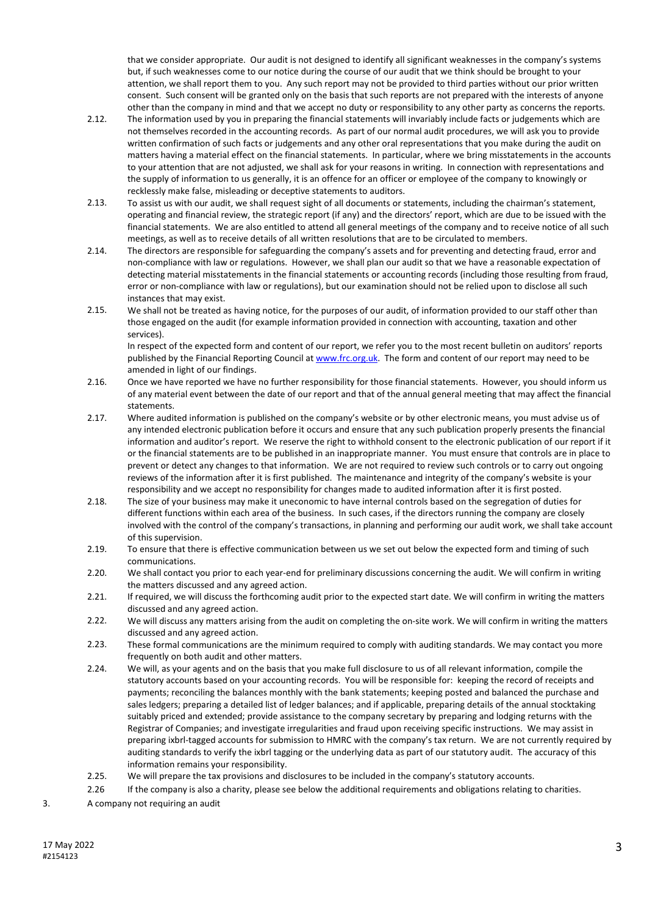that we consider appropriate. Our audit is not designed to identify all significant weaknesses in the company's systems but, if such weaknesses come to our notice during the course of our audit that we think should be brought to your attention, we shall report them to you. Any such report may not be provided to third parties without our prior written consent. Such consent will be granted only on the basis that such reports are not prepared with the interests of anyone other than the company in mind and that we accept no duty or responsibility to any other party as concerns the reports.

2.12. The information used by you in preparing the financial statements will invariably include facts or judgements which are not themselves recorded in the accounting records. As part of our normal audit procedures, we will ask you to provide written confirmation of such facts or judgements and any other oral representations that you make during the audit on matters having a material effect on the financial statements. In particular, where we bring misstatements in the accounts to your attention that are not adjusted, we shall ask for your reasons in writing. In connection with representations and the supply of information to us generally, it is an offence for an officer or employee of the company to knowingly or recklessly make false, misleading or deceptive statements to auditors.

2.13. To assist us with our audit, we shall request sight of all documents or statements, including the chairman's statement, operating and financial review, the strategic report (if any) and the directors' report, which are due to be issued with the financial statements. We are also entitled to attend all general meetings of the company and to receive notice of all such meetings, as well as to receive details of all written resolutions that are to be circulated to members.

2.14. The directors are responsible for safeguarding the company's assets and for preventing and detecting fraud, error and non-compliance with law or regulations. However, we shall plan our audit so that we have a reasonable expectation of detecting material misstatements in the financial statements or accounting records (including those resulting from fraud, error or non-compliance with law or regulations), but our examination should not be relied upon to disclose all such instances that may exist.

2.15. We shall not be treated as having notice, for the purposes of our audit, of information provided to our staff other than those engaged on the audit (for example information provided in connection with accounting, taxation and other services).

In respect of the expected form and content of our report, we refer you to the most recent bulletin on auditors' reports published by the Financial Reporting Council at [www.frc.org.uk](http://www.frc.org.uk). The form and content of our report may need to be amended in light of our findings.

2.16. Once we have reported we have no further responsibility for those financial statements. However, you should inform us of any material event between the date of our report and that of the annual general meeting that may affect the financial statements.

2.17. Where audited information is published on the company's website or by other electronic means, you must advise us of any intended electronic publication before it occurs and ensure that any such publication properly presents the financial information and auditor's report. We reserve the right to withhold consent to the electronic publication of our report if it or the financial statements are to be published in an inappropriate manner. You must ensure that controls are in place to prevent or detect any changes to that information. We are not required to review such controls or to carry out ongoing reviews of the information after it is first published. The maintenance and integrity of the company's website is your responsibility and we accept no responsibility for changes made to audited information after it is first posted.

2.18. The size of your business may make it uneconomic to have internal controls based on the segregation of duties for different functions within each area of the business. In such cases, if the directors running the company are closely involved with the control of the company's transactions, in planning and performing our audit work, we shall take account of this supervision.

2.19. To ensure that there is effective communication between us we set out below the expected form and timing of such communications.

2.20. We shall contact you prior to each year-end for preliminary discussions concerning the audit. We will confirm in writing the matters discussed and any agreed action.

2.21. If required, we will discuss the forthcoming audit prior to the expected start date. We will confirm in writing the matters discussed and any agreed action.

2.22. We will discuss any matters arising from the audit on completing the on-site work. We will confirm in writing the matters discussed and any agreed action.

2.23. These formal communications are the minimum required to comply with auditing standards. We may contact you more frequently on both audit and other matters.

2.24. We will, as your agents and on the basis that you make full disclosure to us of all relevant information, compile the statutory accounts based on your accounting records. You will be responsible for: keeping the record of receipts and payments; reconciling the balances monthly with the bank statements; keeping posted and balanced the purchase and sales ledgers; preparing a detailed list of ledger balances; and if applicable, preparing details of the annual stocktaking suitably priced and extended; provide assistance to the company secretary by preparing and lodging returns with the Registrar of Companies; and investigate irregularities and fraud upon receiving specific instructions. We may assist in preparing ixbrl-tagged accounts for submission to HMRC with the company's tax return. We are not currently required by auditing standards to verify the ixbrl tagging or the underlying data as part of our statutory audit. The accuracy of this information remains your responsibility.

2.25. We will prepare the tax provisions and disclosures to be included in the company's statutory accounts.

2.26 If the company is also a charity, please see below the additional requirements and obligations relating to charities.

3. A company not requiring an audit

17 May 2022
#2154123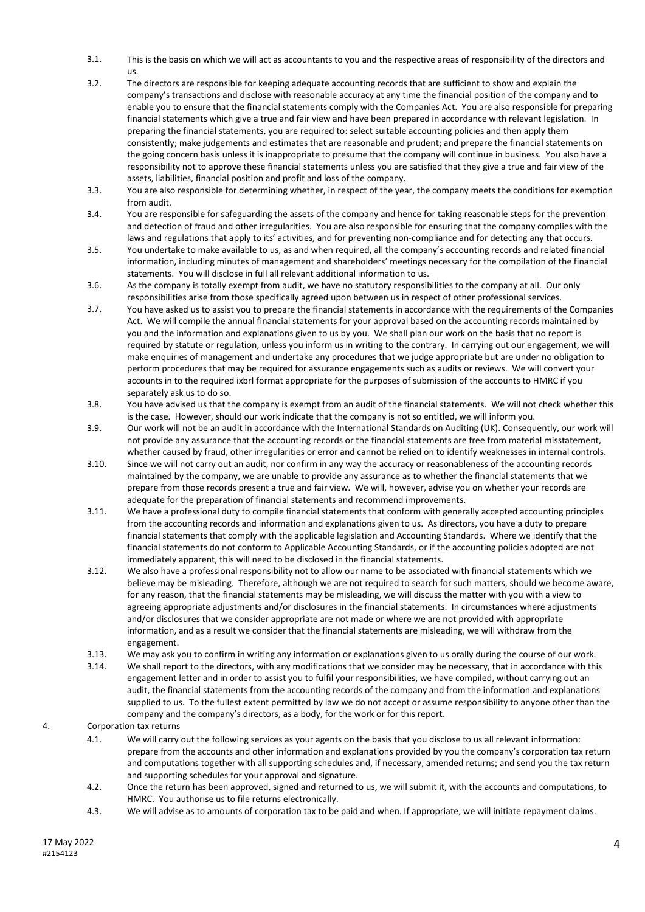3.1. This is the basis on which we will act as accountants to you and the respective areas of responsibility of the directors and us.

3.2. The directors are responsible for keeping adequate accounting records that are sufficient to show and explain the company's transactions and disclose with reasonable accuracy at any time the financial position of the company and to enable you to ensure that the financial statements comply with the Companies Act. You are also responsible for preparing financial statements which give a true and fair view and have been prepared in accordance with relevant legislation. In preparing the financial statements, you are required to: select suitable accounting policies and then apply them consistently; make judgements and estimates that are reasonable and prudent; and prepare the financial statements on the going concern basis unless it is inappropriate to presume that the company will continue in business. You also have a responsibility not to approve these financial statements unless you are satisfied that they give a true and fair view of the assets, liabilities, financial position and profit and loss of the company.

3.3. You are also responsible for determining whether, in respect of the year, the company meets the conditions for exemption from audit.

3.4. You are responsible for safeguarding the assets of the company and hence for taking reasonable steps for the prevention and detection of fraud and other irregularities. You are also responsible for ensuring that the company complies with the laws and regulations that apply to its' activities, and for preventing non-compliance and for detecting any that occurs.

3.5. You undertake to make available to us, as and when required, all the company's accounting records and related financial information, including minutes of management and shareholders' meetings necessary for the compilation of the financial statements. You will disclose in full all relevant additional information to us.

3.6. As the company is totally exempt from audit, we have no statutory responsibilities to the company at all. Our only responsibilities arise from those specifically agreed upon between us in respect of other professional services.

3.7. You have asked us to assist you to prepare the financial statements in accordance with the requirements of the Companies Act. We will compile the annual financial statements for your approval based on the accounting records maintained by you and the information and explanations given to us by you. We shall plan our work on the basis that no report is required by statute or regulation, unless you inform us in writing to the contrary. In carrying out our engagement, we will make enquiries of management and undertake any procedures that we judge appropriate but are under no obligation to perform procedures that may be required for assurance engagements such as audits or reviews. We will convert your accounts in to the required ixbrl format appropriate for the purposes of submission of the accounts to HMRC if you separately ask us to do so.

3.8. You have advised us that the company is exempt from an audit of the financial statements. We will not check whether this is the case. However, should our work indicate that the company is not so entitled, we will inform you.

3.9. Our work will not be an audit in accordance with the International Standards on Auditing (UK). Consequently, our work will not provide any assurance that the accounting records or the financial statements are free from material misstatement, whether caused by fraud, other irregularities or error and cannot be relied on to identify weaknesses in internal controls.

3.10. Since we will not carry out an audit, nor confirm in any way the accuracy or reasonableness of the accounting records maintained by the company, we are unable to provide any assurance as to whether the financial statements that we prepare from those records present a true and fair view. We will, however, advise you on whether your records are adequate for the preparation of financial statements and recommend improvements.

3.11. We have a professional duty to compile financial statements that conform with generally accepted accounting principles from the accounting records and information and explanations given to us. As directors, you have a duty to prepare financial statements that comply with the applicable legislation and Accounting Standards. Where we identify that the financial statements do not conform to Applicable Accounting Standards, or if the accounting policies adopted are not immediately apparent, this will need to be disclosed in the financial statements.

3.12. We also have a professional responsibility not to allow our name to be associated with financial statements which we believe may be misleading. Therefore, although we are not required to search for such matters, should we become aware, for any reason, that the financial statements may be misleading, we will discuss the matter with you with a view to agreeing appropriate adjustments and/or disclosures in the financial statements. In circumstances where adjustments and/or disclosures that we consider appropriate are not made or where we are not provided with appropriate information, and as a result we consider that the financial statements are misleading, we will withdraw from the engagement.

3.13. We may ask you to confirm in writing any information or explanations given to us orally during the course of our work.

3.14. We shall report to the directors, with any modifications that we consider may be necessary, that in accordance with this engagement letter and in order to assist you to fulfil your responsibilities, we have compiled, without carrying out an audit, the financial statements from the accounting records of the company and from the information and explanations supplied to us. To the fullest extent permitted by law we do not accept or assume responsibility to anyone other than the company and the company's directors, as a body, for the work or for this report.

4. Corporation tax returns

4.1. We will carry out the following services as your agents on the basis that you disclose to us all relevant information: prepare from the accounts and other information and explanations provided by you the company's corporation tax return and computations together with all supporting schedules and, if necessary, amended returns; and send you the tax return and supporting schedules for your approval and signature.

4.2. Once the return has been approved, signed and returned to us, we will submit it, with the accounts and computations, to HMRC. You authorise us to file returns electronically.

4.3. We will advise as to amounts of corporation tax to be paid and when. If appropriate, we will initiate repayment claims.

17 May 2022
#2154123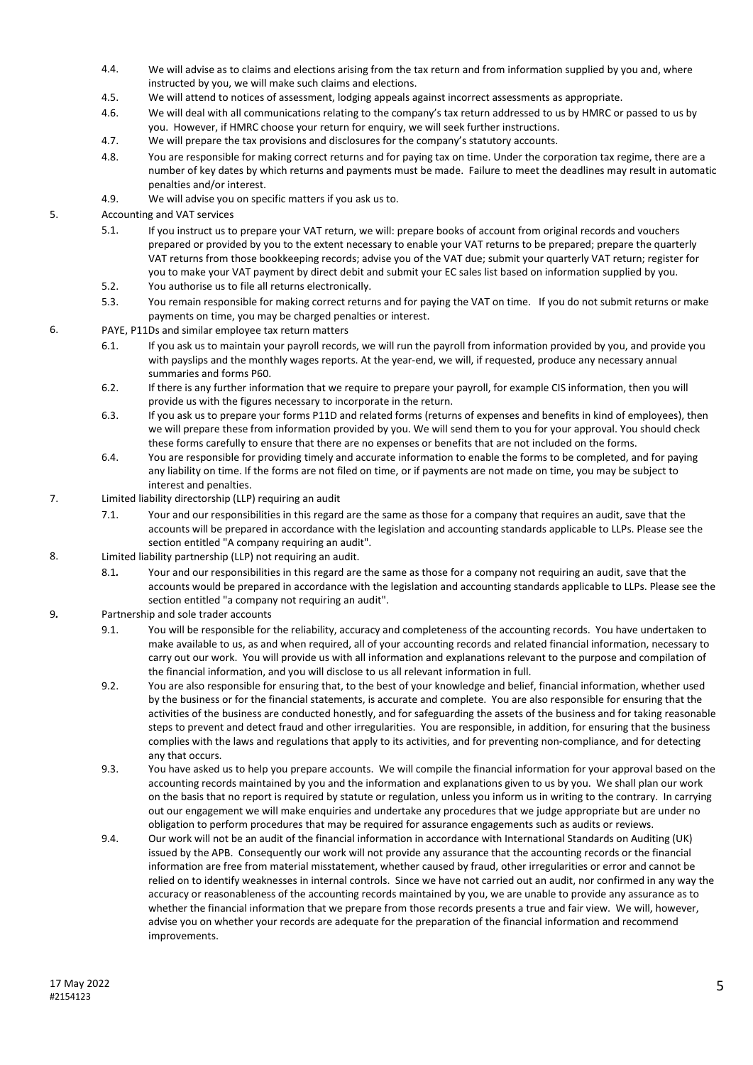4.4. We will advise as to claims and elections arising from the tax return and from information supplied by you and, where instructed by you, we will make such claims and elections.

4.5. We will attend to notices of assessment, lodging appeals against incorrect assessments as appropriate.

4.6. We will deal with all communications relating to the company's tax return addressed to us by HMRC or passed to us by you. However, if HMRC choose your return for enquiry, we will seek further instructions.

4.7. We will prepare the tax provisions and disclosures for the company's statutory accounts.

4.8. You are responsible for making correct returns and for paying tax on time. Under the corporation tax regime, there are a number of key dates by which returns and payments must be made. Failure to meet the deadlines may result in automatic penalties and/or interest.

4.9. We will advise you on specific matters if you ask us to.

## 5. Accounting and VAT services

5.1. If you instruct us to prepare your VAT return, we will: prepare books of account from original records and vouchers prepared or provided by you to the extent necessary to enable your VAT returns to be prepared; prepare the quarterly VAT returns from those bookkeeping records; advise you of the VAT due; submit your quarterly VAT return; register for you to make your VAT payment by direct debit and submit your EC sales list based on information supplied by you.

5.2. You authorise us to file all returns electronically.

5.3. You remain responsible for making correct returns and for paying the VAT on time. If you do not submit returns or make payments on time, you may be charged penalties or interest.

## 6. PAYE, P11Ds and similar employee tax return matters

6.1. If you ask us to maintain your payroll records, we will run the payroll from information provided by you, and provide you with payslips and the monthly wages reports. At the year-end, we will, if requested, produce any necessary annual summaries and forms P60.

6.2. If there is any further information that we require to prepare your payroll, for example CIS information, then you will provide us with the figures necessary to incorporate in the return.

6.3. If you ask us to prepare your forms P11D and related forms (returns of expenses and benefits in kind of employees), then we will prepare these from information provided by you. We will send them to you for your approval. You should check these forms carefully to ensure that there are no expenses or benefits that are not included on the forms.

6.4. You are responsible for providing timely and accurate information to enable the forms to be completed, and for paying any liability on time. If the forms are not filed on time, or if payments are not made on time, you may be subject to interest and penalties.

## 7. Limited liability directorship (LLP) requiring an audit

7.1. Your and our responsibilities in this regard are the same as those for a company that requires an audit, save that the accounts will be prepared in accordance with the legislation and accounting standards applicable to LLPs. Please see the section entitled "A company requiring an audit".

## 8. Limited liability partnership (LLP) not requiring an audit.

8.1. Your and our responsibilities in this regard are the same as those for a company not requiring an audit, save that the accounts would be prepared in accordance with the legislation and accounting standards applicable to LLPs. Please see the section entitled "a company not requiring an audit".

## 9. Partnership and sole trader accounts

9.1. You will be responsible for the reliability, accuracy and completeness of the accounting records. You have undertaken to make available to us, as and when required, all of your accounting records and related financial information, necessary to carry out our work. You will provide us with all information and explanations relevant to the purpose and compilation of the financial information, and you will disclose to us all relevant information in full.

9.2. You are also responsible for ensuring that, to the best of your knowledge and belief, financial information, whether used by the business or for the financial statements, is accurate and complete. You are also responsible for ensuring that the activities of the business are conducted honestly, and for safeguarding the assets of the business and for taking reasonable steps to prevent and detect fraud and other irregularities. You are responsible, in addition, for ensuring that the business complies with the laws and regulations that apply to its activities, and for preventing non-compliance, and for detecting any that occurs.

9.3. You have asked us to help you prepare accounts. We will compile the financial information for your approval based on the accounting records maintained by you and the information and explanations given to us by you. We shall plan our work on the basis that no report is required by statute or regulation, unless you inform us in writing to the contrary. In carrying out our engagement we will make enquiries and undertake any procedures that we judge appropriate but are under no obligation to perform procedures that may be required for assurance engagements such as audits or reviews.

9.4. Our work will not be an audit of the financial information in accordance with International Standards on Auditing (UK) issued by the APB. Consequently our work will not provide any assurance that the accounting records or the financial information are free from material misstatement, whether caused by fraud, other irregularities or error and cannot be relied on to identify weaknesses in internal controls. Since we have not carried out an audit, nor confirmed in any way the accuracy or reasonableness of the accounting records maintained by you, we are unable to provide any assurance as to whether the financial information that we prepare from those records presents a true and fair view. We will, however, advise you on whether your records are adequate for the preparation of the financial information and recommend improvements.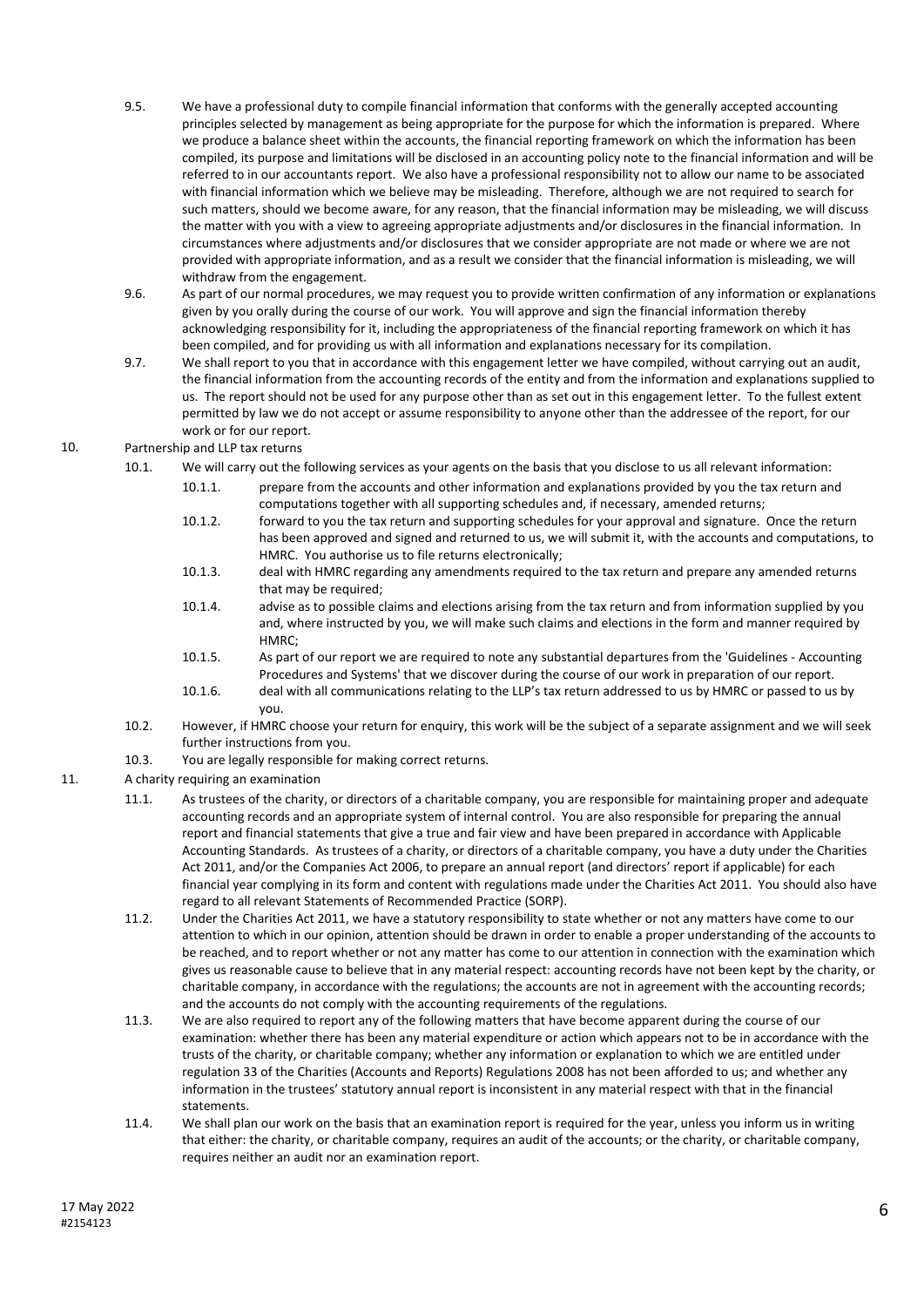9.5. We have a professional duty to compile financial information that conforms with the generally accepted accounting principles selected by management as being appropriate for the purpose for which the information is prepared. Where we produce a balance sheet within the accounts, the financial reporting framework on which the information has been compiled, its purpose and limitations will be disclosed in an accounting policy note to the financial information and will be referred to in our accountants report. We also have a professional responsibility not to allow our name to be associated with financial information which we believe may be misleading. Therefore, although we are not required to search for such matters, should we become aware, for any reason, that the financial information may be misleading, we will discuss the matter with you with a view to agreeing appropriate adjustments and/or disclosures in the financial information. In circumstances where adjustments and/or disclosures that we consider appropriate are not made or where we are not provided with appropriate information, and as a result we consider that the financial information is misleading, we will withdraw from the engagement.

9.6. As part of our normal procedures, we may request you to provide written confirmation of any information or explanations given by you orally during the course of our work. You will approve and sign the financial information thereby acknowledging responsibility for it, including the appropriateness of the financial reporting framework on which it has been compiled, and for providing us with all information and explanations necessary for its compilation.

9.7. We shall report to you that in accordance with this engagement letter we have compiled, without carrying out an audit, the financial information from the accounting records of the entity and from the information and explanations supplied to us. The report should not be used for any purpose other than as set out in this engagement letter. To the fullest extent permitted by law we do not accept or assume responsibility to anyone other than the addressee of the report, for our work or for our report.

10. Partnership and LLP tax returns

10.1. We will carry out the following services as your agents on the basis that you disclose to us all relevant information:

10.1.1. prepare from the accounts and other information and explanations provided by you the tax return and computations together with all supporting schedules and, if necessary, amended returns;

10.1.2. forward to you the tax return and supporting schedules for your approval and signature. Once the return has been approved and signed and returned to us, we will submit it, with the accounts and computations, to HMRC. You authorise us to file returns electronically;

10.1.3. deal with HMRC regarding any amendments required to the tax return and prepare any amended returns that may be required;

10.1.4. advise as to possible claims and elections arising from the tax return and from information supplied by you and, where instructed by you, we will make such claims and elections in the form and manner required by HMRC;

10.1.5. As part of our report we are required to note any substantial departures from the 'Guidelines - Accounting Procedures and Systems' that we discover during the course of our work in preparation of our report.

10.1.6. deal with all communications relating to the LLP's tax return addressed to us by HMRC or passed to us by you.

10.2. However, if HMRC choose your return for enquiry, this work will be the subject of a separate assignment and we will seek further instructions from you.

10.3. You are legally responsible for making correct returns.

11. A charity requiring an examination

11.1. As trustees of the charity, or directors of a charitable company, you are responsible for maintaining proper and adequate accounting records and an appropriate system of internal control. You are also responsible for preparing the annual report and financial statements that give a true and fair view and have been prepared in accordance with Applicable Accounting Standards. As trustees of a charity, or directors of a charitable company, you have a duty under the Charities Act 2011, and/or the Companies Act 2006, to prepare an annual report (and directors' report if applicable) for each financial year complying in its form and content with regulations made under the Charities Act 2011. You should also have regard to all relevant Statements of Recommended Practice (SORP).

11.2. Under the Charities Act 2011, we have a statutory responsibility to state whether or not any matters have come to our attention to which in our opinion, attention should be drawn in order to enable a proper understanding of the accounts to be reached, and to report whether or not any matter has come to our attention in connection with the examination which gives us reasonable cause to believe that in any material respect: accounting records have not been kept by the charity, or charitable company, in accordance with the regulations; the accounts are not in agreement with the accounting records; and the accounts do not comply with the accounting requirements of the regulations.

11.3. We are also required to report any of the following matters that have become apparent during the course of our examination: whether there has been any material expenditure or action which appears not to be in accordance with the trusts of the charity, or charitable company; whether any information or explanation to which we are entitled under regulation 33 of the Charities (Accounts and Reports) Regulations 2008 has not been afforded to us; and whether any information in the trustees' statutory annual report is inconsistent in any material respect with that in the financial statements.

11.4. We shall plan our work on the basis that an examination report is required for the year, unless you inform us in writing that either: the charity, or charitable company, requires an audit of the accounts; or the charity, or charitable company, requires neither an audit nor an examination report.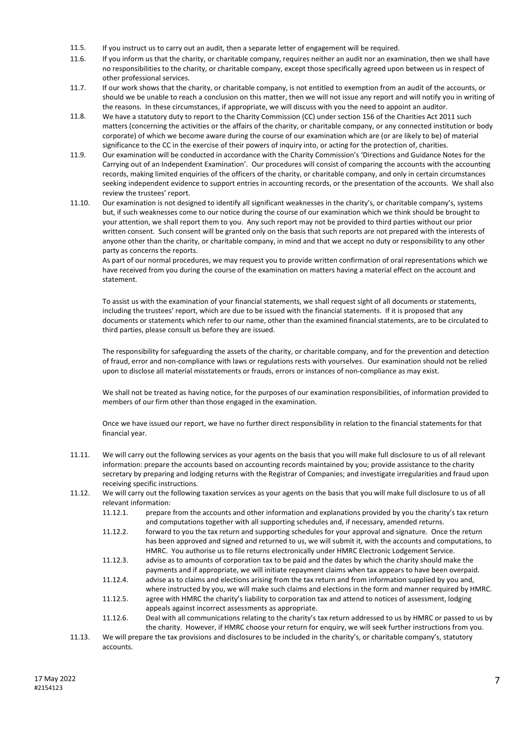11.5. If you instruct us to carry out an audit, then a separate letter of engagement will be required.

11.6. If you inform us that the charity, or charitable company, requires neither an audit nor an examination, then we shall have no responsibilities to the charity, or charitable company, except those specifically agreed upon between us in respect of other professional services.

11.7. If our work shows that the charity, or charitable company, is not entitled to exemption from an audit of the accounts, or should we be unable to reach a conclusion on this matter, then we will not issue any report and will notify you in writing of the reasons. In these circumstances, if appropriate, we will discuss with you the need to appoint an auditor.

11.8. We have a statutory duty to report to the Charity Commission (CC) under section 156 of the Charities Act 2011 such matters (concerning the activities or the affairs of the charity, or charitable company, or any connected institution or body corporate) of which we become aware during the course of our examination which are (or are likely to be) of material significance to the CC in the exercise of their powers of inquiry into, or acting for the protection of, charities.

11.9. Our examination will be conducted in accordance with the Charity Commission's 'Directions and Guidance Notes for the Carrying out of an Independent Examination'. Our procedures will consist of comparing the accounts with the accounting records, making limited enquiries of the officers of the charity, or charitable company, and only in certain circumstances seeking independent evidence to support entries in accounting records, or the presentation of the accounts. We shall also review the trustees' report.

11.10. Our examination is not designed to identify all significant weaknesses in the charity's, or charitable company's, systems but, if such weaknesses come to our notice during the course of our examination which we think should be brought to your attention, we shall report them to you. Any such report may not be provided to third parties without our prior written consent. Such consent will be granted only on the basis that such reports are not prepared with the interests of anyone other than the charity, or charitable company, in mind and that we accept no duty or responsibility to any other party as concerns the reports.

As part of our normal procedures, we may request you to provide written confirmation of oral representations which we have received from you during the course of the examination on matters having a material effect on the account and statement.

To assist us with the examination of your financial statements, we shall request sight of all documents or statements, including the trustees' report, which are due to be issued with the financial statements. If it is proposed that any documents or statements which refer to our name, other than the examined financial statements, are to be circulated to third parties, please consult us before they are issued.

The responsibility for safeguarding the assets of the charity, or charitable company, and for the prevention and detection of fraud, error and non-compliance with laws or regulations rests with yourselves. Our examination should not be relied upon to disclose all material misstatements or frauds, errors or instances of non-compliance as may exist.

We shall not be treated as having notice, for the purposes of our examination responsibilities, of information provided to members of our firm other than those engaged in the examination.

Once we have issued our report, we have no further direct responsibility in relation to the financial statements for that financial year.

11.11. We will carry out the following services as your agents on the basis that you will make full disclosure to us of all relevant information: prepare the accounts based on accounting records maintained by you; provide assistance to the charity secretary by preparing and lodging returns with the Registrar of Companies; and investigate irregularities and fraud upon receiving specific instructions.

11.12. We will carry out the following taxation services as your agents on the basis that you will make full disclosure to us of all relevant information:

- 11.12.1. prepare from the accounts and other information and explanations provided by you the charity's tax return and computations together with all supporting schedules and, if necessary, amended returns.
- 11.12.2. forward to you the tax return and supporting schedules for your approval and signature. Once the return has been approved and signed and returned to us, we will submit it, with the accounts and computations, to HMRC. You authorise us to file returns electronically under HMRC Electronic Lodgement Service.
- 11.12.3. advise as to amounts of corporation tax to be paid and the dates by which the charity should make the payments and if appropriate, we will initiate repayment claims when tax appears to have been overpaid.
- 11.12.4. advise as to claims and elections arising from the tax return and from information supplied by you and, where instructed by you, we will make such claims and elections in the form and manner required by HMRC.
- 11.12.5. agree with HMRC the charity's liability to corporation tax and attend to notices of assessment, lodging appeals against incorrect assessments as appropriate.
- 11.12.6. Deal with all communications relating to the charity's tax return addressed to us by HMRC or passed to us by the charity. However, if HMRC choose your return for enquiry, we will seek further instructions from you.

11.13. We will prepare the tax provisions and disclosures to be included in the charity's, or charitable company's, statutory accounts.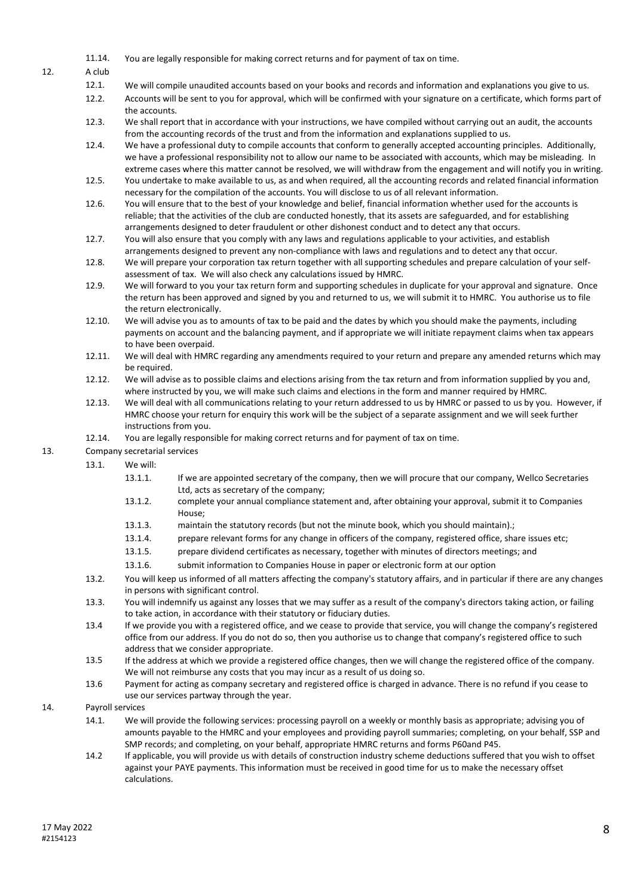11.14. You are legally responsible for making correct returns and for payment of tax on time.

12. A club

12.1. We will compile unaudited accounts based on your books and records and information and explanations you give to us.

12.2. Accounts will be sent to you for approval, which will be confirmed with your signature on a certificate, which forms part of the accounts.

12.3. We shall report that in accordance with your instructions, we have compiled without carrying out an audit, the accounts from the accounting records of the trust and from the information and explanations supplied to us.

12.4. We have a professional duty to compile accounts that conform to generally accepted accounting principles. Additionally, we have a professional responsibility not to allow our name to be associated with accounts, which may be misleading. In extreme cases where this matter cannot be resolved, we will withdraw from the engagement and will notify you in writing.

12.5. You undertake to make available to us, as and when required, all the accounting records and related financial information necessary for the compilation of the accounts. You will disclose to us of all relevant information.

12.6. You will ensure that to the best of your knowledge and belief, financial information whether used for the accounts is reliable; that the activities of the club are conducted honestly, that its assets are safeguarded, and for establishing arrangements designed to deter fraudulent or other dishonest conduct and to detect any that occurs.

12.7. You will also ensure that you comply with any laws and regulations applicable to your activities, and establish arrangements designed to prevent any non-compliance with laws and regulations and to detect any that occur.

12.8. We will prepare your corporation tax return together with all supporting schedules and prepare calculation of your self-assessment of tax. We will also check any calculations issued by HMRC.

12.9. We will forward to you your tax return form and supporting schedules in duplicate for your approval and signature. Once the return has been approved and signed by you and returned to us, we will submit it to HMRC. You authorise us to file the return electronically.

12.10. We will advise you as to amounts of tax to be paid and the dates by which you should make the payments, including payments on account and the balancing payment, and if appropriate we will initiate repayment claims when tax appears to have been overpaid.

12.11. We will deal with HMRC regarding any amendments required to your return and prepare any amended returns which may be required.

12.12. We will advise as to possible claims and elections arising from the tax return and from information supplied by you and, where instructed by you, we will make such claims and elections in the form and manner required by HMRC.

12.13. We will deal with all communications relating to your return addressed to us by HMRC or passed to us by you. However, if HMRC choose your return for enquiry this work will be the subject of a separate assignment and we will seek further instructions from you.

12.14. You are legally responsible for making correct returns and for payment of tax on time.

13. Company secretarial services

13.1. We will:

13.1.1. If we are appointed secretary of the company, then we will procure that our company, Wellco Secretaries Ltd, acts as secretary of the company;

13.1.2. complete your annual compliance statement and, after obtaining your approval, submit it to Companies House;

13.1.3. maintain the statutory records (but not the minute book, which you should maintain).;

13.1.4. prepare relevant forms for any change in officers of the company, registered office, share issues etc;

13.1.5. prepare dividend certificates as necessary, together with minutes of directors meetings; and

13.1.6. submit information to Companies House in paper or electronic form at our option

13.2. You will keep us informed of all matters affecting the company's statutory affairs, and in particular if there are any changes in persons with significant control.

13.3. You will indemnify us against any losses that we may suffer as a result of the company's directors taking action, or failing to take action, in accordance with their statutory or fiduciary duties.

13.4 If we provide you with a registered office, and we cease to provide that service, you will change the company's registered office from our address. If you do not do so, then you authorise us to change that company's registered office to such address that we consider appropriate.

13.5 If the address at which we provide a registered office changes, then we will change the registered office of the company. We will not reimburse any costs that you may incur as a result of us doing so.

13.6 Payment for acting as company secretary and registered office is charged in advance. There is no refund if you cease to use our services partway through the year.

14. Payroll services

14.1. We will provide the following services: processing payroll on a weekly or monthly basis as appropriate; advising you of amounts payable to the HMRC and your employees and providing payroll summaries; completing, on your behalf, SSP and SMP records; and completing, on your behalf, appropriate HMRC returns and forms P60and P45.

14.2 If applicable, you will provide us with details of construction industry scheme deductions suffered that you wish to offset against your PAYE payments. This information must be received in good time for us to make the necessary offset calculations.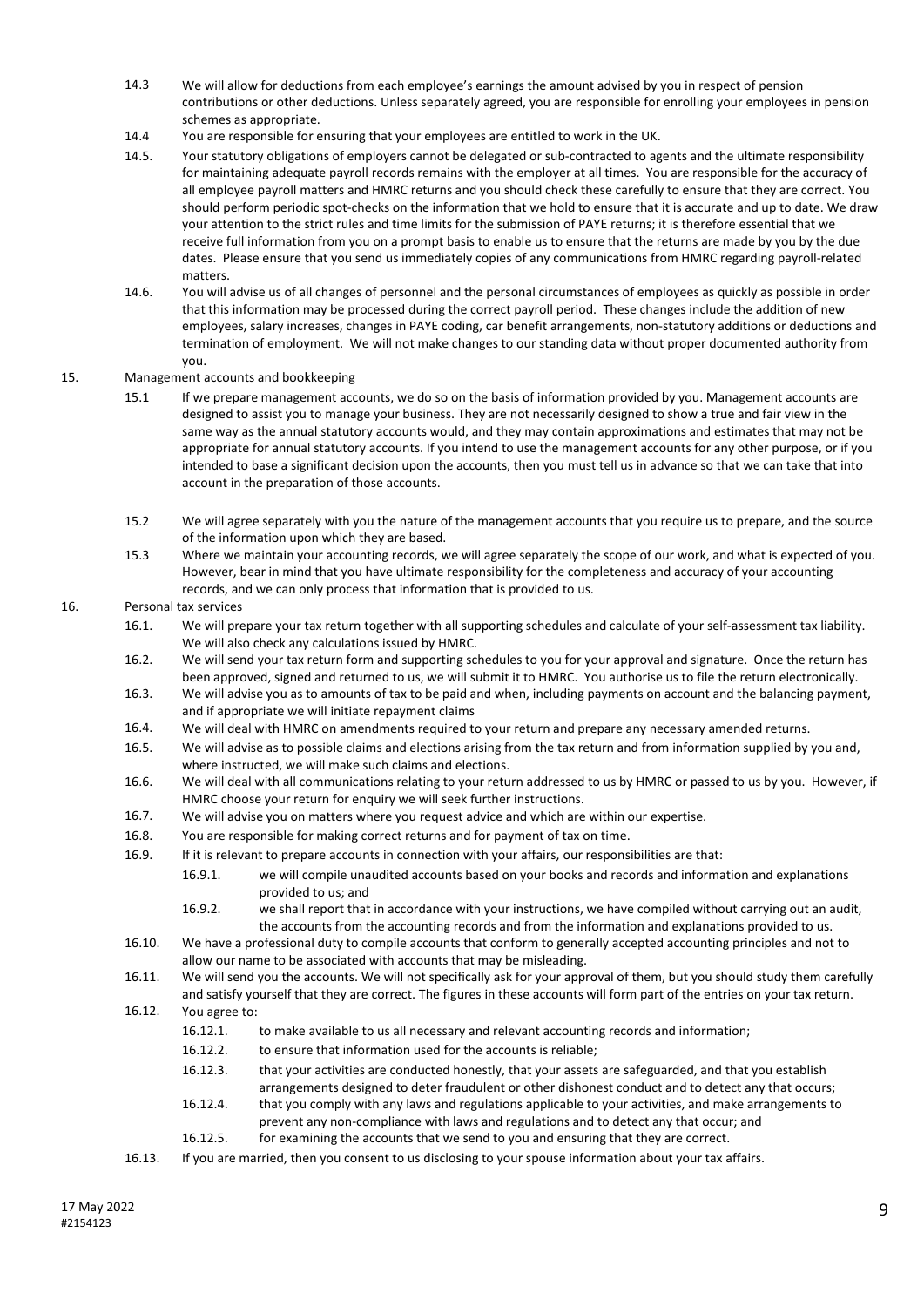14.3 We will allow for deductions from each employee's earnings the amount advised by you in respect of pension contributions or other deductions. Unless separately agreed, you are responsible for enrolling your employees in pension schemes as appropriate.

14.4 You are responsible for ensuring that your employees are entitled to work in the UK.

14.5. Your statutory obligations of employers cannot be delegated or sub-contracted to agents and the ultimate responsibility for maintaining adequate payroll records remains with the employer at all times. You are responsible for the accuracy of all employee payroll matters and HMRC returns and you should check these carefully to ensure that they are correct. You should perform periodic spot-checks on the information that we hold to ensure that it is accurate and up to date. We draw your attention to the strict rules and time limits for the submission of PAYE returns; it is therefore essential that we receive full information from you on a prompt basis to enable us to ensure that the returns are made by you by the due dates. Please ensure that you send us immediately copies of any communications from HMRC regarding payroll-related matters.

14.6. You will advise us of all changes of personnel and the personal circumstances of employees as quickly as possible in order that this information may be processed during the correct payroll period. These changes include the addition of new employees, salary increases, changes in PAYE coding, car benefit arrangements, non-statutory additions or deductions and termination of employment. We will not make changes to our standing data without proper documented authority from you.

15. Management accounts and bookkeeping

15.1 If we prepare management accounts, we do so on the basis of information provided by you. Management accounts are designed to assist you to manage your business. They are not necessarily designed to show a true and fair view in the same way as the annual statutory accounts would, and they may contain approximations and estimates that may not be appropriate for annual statutory accounts. If you intend to use the management accounts for any other purpose, or if you intended to base a significant decision upon the accounts, then you must tell us in advance so that we can take that into account in the preparation of those accounts.

15.2 We will agree separately with you the nature of the management accounts that you require us to prepare, and the source of the information upon which they are based.

15.3 Where we maintain your accounting records, we will agree separately the scope of our work, and what is expected of you. However, bear in mind that you have ultimate responsibility for the completeness and accuracy of your accounting records, and we can only process that information that is provided to us.

16. Personal tax services

16.1. We will prepare your tax return together with all supporting schedules and calculate of your self-assessment tax liability. We will also check any calculations issued by HMRC.

16.2. We will send your tax return form and supporting schedules to you for your approval and signature. Once the return has been approved, signed and returned to us, we will submit it to HMRC. You authorise us to file the return electronically.

16.3. We will advise you as to amounts of tax to be paid and when, including payments on account and the balancing payment, and if appropriate we will initiate repayment claims

16.4. We will deal with HMRC on amendments required to your return and prepare any necessary amended returns.

16.5. We will advise as to possible claims and elections arising from the tax return and from information supplied by you and, where instructed, we will make such claims and elections.

16.6. We will deal with all communications relating to your return addressed to us by HMRC or passed to us by you. However, if HMRC choose your return for enquiry we will seek further instructions.

16.7. We will advise you on matters where you request advice and which are within our expertise.

16.8. You are responsible for making correct returns and for payment of tax on time.

16.9. If it is relevant to prepare accounts in connection with your affairs, our responsibilities are that:

16.9.1. we will compile unaudited accounts based on your books and records and information and explanations provided to us; and

16.9.2. we shall report that in accordance with your instructions, we have compiled without carrying out an audit, the accounts from the accounting records and from the information and explanations provided to us.

16.10. We have a professional duty to compile accounts that conform to generally accepted accounting principles and not to allow our name to be associated with accounts that may be misleading.

16.11. We will send you the accounts. We will not specifically ask for your approval of them, but you should study them carefully and satisfy yourself that they are correct. The figures in these accounts will form part of the entries on your tax return.

16.12. You agree to:

16.12.1. to make available to us all necessary and relevant accounting records and information;

16.12.2. to ensure that information used for the accounts is reliable;

16.12.3. that your activities are conducted honestly, that your assets are safeguarded, and that you establish arrangements designed to deter fraudulent or other dishonest conduct and to detect any that occurs;

16.12.4. that you comply with any laws and regulations applicable to your activities, and make arrangements to prevent any non-compliance with laws and regulations and to detect any that occur; and

16.12.5. for examining the accounts that we send to you and ensuring that they are correct.

16.13. If you are married, then you consent to us disclosing to your spouse information about your tax affairs.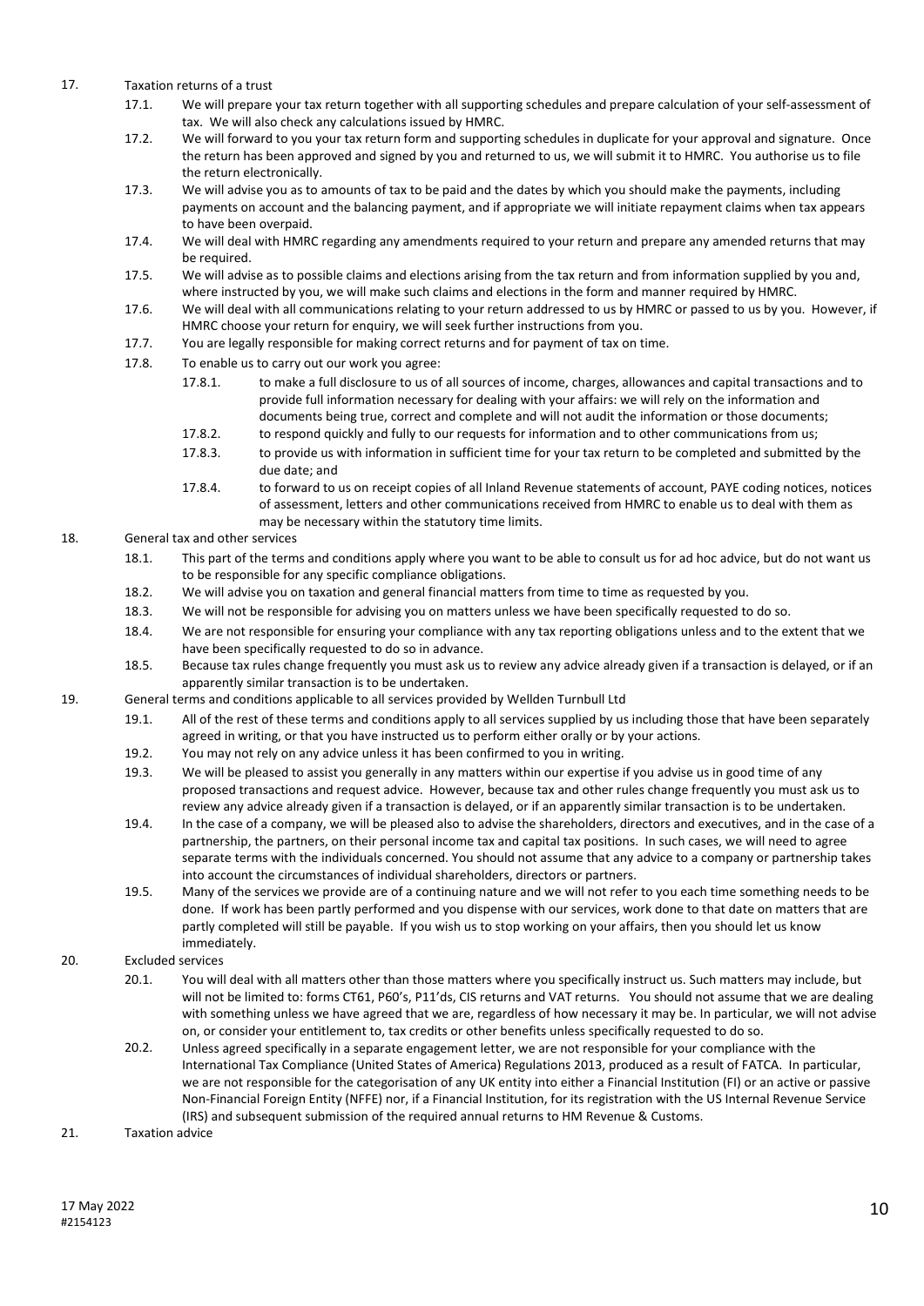17. Taxation returns of a trust

17.1. We will prepare your tax return together with all supporting schedules and prepare calculation of your self-assessment of tax. We will also check any calculations issued by HMRC.

17.2. We will forward to you your tax return form and supporting schedules in duplicate for your approval and signature. Once the return has been approved and signed by you and returned to us, we will submit it to HMRC. You authorise us to file the return electronically.

17.3. We will advise you as to amounts of tax to be paid and the dates by which you should make the payments, including payments on account and the balancing payment, and if appropriate we will initiate repayment claims when tax appears to have been overpaid.

17.4. We will deal with HMRC regarding any amendments required to your return and prepare any amended returns that may be required.

17.5. We will advise as to possible claims and elections arising from the tax return and from information supplied by you and, where instructed by you, we will make such claims and elections in the form and manner required by HMRC.

17.6. We will deal with all communications relating to your return addressed to us by HMRC or passed to us by you. However, if HMRC choose your return for enquiry, we will seek further instructions from you.

17.7. You are legally responsible for making correct returns and for payment of tax on time.

17.8. To enable us to carry out our work you agree:

17.8.1. to make a full disclosure to us of all sources of income, charges, allowances and capital transactions and to provide full information necessary for dealing with your affairs: we will rely on the information and documents being true, correct and complete and will not audit the information or those documents;

17.8.2. to respond quickly and fully to our requests for information and to other communications from us;

17.8.3. to provide us with information in sufficient time for your tax return to be completed and submitted by the due date; and

17.8.4. to forward to us on receipt copies of all Inland Revenue statements of account, PAYE coding notices, notices of assessment, letters and other communications received from HMRC to enable us to deal with them as may be necessary within the statutory time limits.

18. General tax and other services

18.1. This part of the terms and conditions apply where you want to be able to consult us for ad hoc advice, but do not want us to be responsible for any specific compliance obligations.

18.2. We will advise you on taxation and general financial matters from time to time as requested by you.

18.3. We will not be responsible for advising you on matters unless we have been specifically requested to do so.

18.4. We are not responsible for ensuring your compliance with any tax reporting obligations unless and to the extent that we have been specifically requested to do so in advance.

18.5. Because tax rules change frequently you must ask us to review any advice already given if a transaction is delayed, or if an apparently similar transaction is to be undertaken.

19. General terms and conditions applicable to all services provided by Wellden Turnbull Ltd

19.1. All of the rest of these terms and conditions apply to all services supplied by us including those that have been separately agreed in writing, or that you have instructed us to perform either orally or by your actions.

19.2. You may not rely on any advice unless it has been confirmed to you in writing.

19.3. We will be pleased to assist you generally in any matters within our expertise if you advise us in good time of any proposed transactions and request advice. However, because tax and other rules change frequently you must ask us to review any advice already given if a transaction is delayed, or if an apparently similar transaction is to be undertaken.

19.4. In the case of a company, we will be pleased also to advise the shareholders, directors and executives, and in the case of a partnership, the partners, on their personal income tax and capital tax positions. In such cases, we will need to agree separate terms with the individuals concerned. You should not assume that any advice to a company or partnership takes into account the circumstances of individual shareholders, directors or partners.

19.5. Many of the services we provide are of a continuing nature and we will not refer to you each time something needs to be done. If work has been partly performed and you dispense with our services, work done to that date on matters that are partly completed will still be payable. If you wish us to stop working on your affairs, then you should let us know immediately.

20. Excluded services

20.1. You will deal with all matters other than those matters where you specifically instruct us. Such matters may include, but will not be limited to: forms CT61, P60's, P11'ds, CIS returns and VAT returns. You should not assume that we are dealing with something unless we have agreed that we are, regardless of how necessary it may be. In particular, we will not advise on, or consider your entitlement to, tax credits or other benefits unless specifically requested to do so.

20.2. Unless agreed specifically in a separate engagement letter, we are not responsible for your compliance with the International Tax Compliance (United States of America) Regulations 2013, produced as a result of FATCA. In particular, we are not responsible for the categorisation of any UK entity into either a Financial Institution (FI) or an active or passive Non-Financial Foreign Entity (NFFE) nor, if a Financial Institution, for its registration with the US Internal Revenue Service (IRS) and subsequent submission of the required annual returns to HM Revenue & Customs.

21. Taxation advice

17 May 2022
#2154123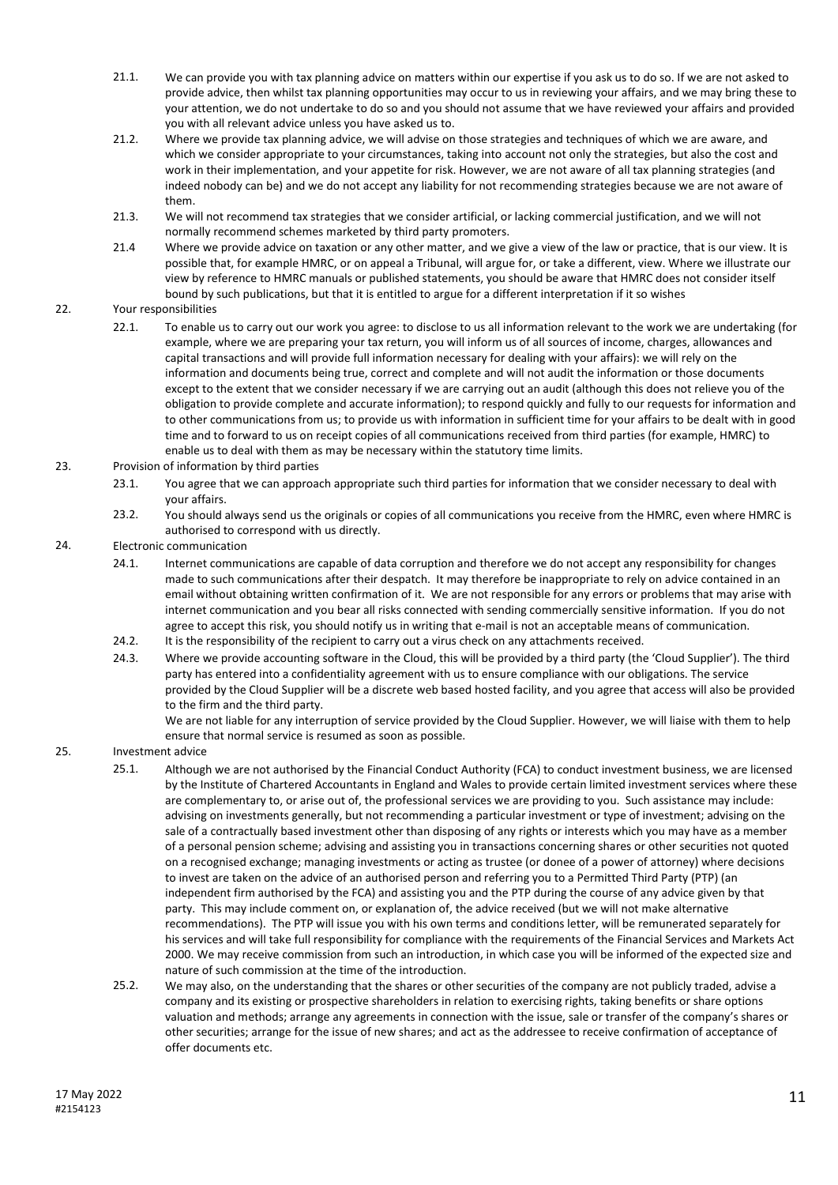21.1. We can provide you with tax planning advice on matters within our expertise if you ask us to do so. If we are not asked to provide advice, then whilst tax planning opportunities may occur to us in reviewing your affairs, and we may bring these to your attention, we do not undertake to do so and you should not assume that we have reviewed your affairs and provided you with all relevant advice unless you have asked us to.

21.2. Where we provide tax planning advice, we will advise on those strategies and techniques of which we are aware, and which we consider appropriate to your circumstances, taking into account not only the strategies, but also the cost and work in their implementation, and your appetite for risk. However, we are not aware of all tax planning strategies (and indeed nobody can be) and we do not accept any liability for not recommending strategies because we are not aware of them.

21.3. We will not recommend tax strategies that we consider artificial, or lacking commercial justification, and we will not normally recommend schemes marketed by third party promoters.

21.4 Where we provide advice on taxation or any other matter, and we give a view of the law or practice, that is our view. It is possible that, for example HMRC, or on appeal a Tribunal, will argue for, or take a different, view. Where we illustrate our view by reference to HMRC manuals or published statements, you should be aware that HMRC does not consider itself bound by such publications, but that it is entitled to argue for a different interpretation if it so wishes

## 22. Your responsibilities

22.1. To enable us to carry out our work you agree: to disclose to us all information relevant to the work we are undertaking (for example, where we are preparing your tax return, you will inform us of all sources of income, charges, allowances and capital transactions and will provide full information necessary for dealing with your affairs): we will rely on the information and documents being true, correct and complete and will not audit the information or those documents except to the extent that we consider necessary if we are carrying out an audit (although this does not relieve you of the obligation to provide complete and accurate information); to respond quickly and fully to our requests for information and to other communications from us; to provide us with information in sufficient time for your affairs to be dealt with in good time and to forward to us on receipt copies of all communications received from third parties (for example, HMRC) to enable us to deal with them as may be necessary within the statutory time limits.

## 23. Provision of information by third parties

23.1. You agree that we can approach appropriate such third parties for information that we consider necessary to deal with your affairs.

23.2. You should always send us the originals or copies of all communications you receive from the HMRC, even where HMRC is authorised to correspond with us directly.

## 24. Electronic communication

24.1. Internet communications are capable of data corruption and therefore we do not accept any responsibility for changes made to such communications after their despatch. It may therefore be inappropriate to rely on advice contained in an email without obtaining written confirmation of it. We are not responsible for any errors or problems that may arise with internet communication and you bear all risks connected with sending commercially sensitive information. If you do not agree to accept this risk, you should notify us in writing that e-mail is not an acceptable means of communication.

24.2. It is the responsibility of the recipient to carry out a virus check on any attachments received.

24.3. Where we provide accounting software in the Cloud, this will be provided by a third party (the 'Cloud Supplier'). The third party has entered into a confidentiality agreement with us to ensure compliance with our obligations. The service provided by the Cloud Supplier will be a discrete web based hosted facility, and you agree that access will also be provided to the firm and the third party.

We are not liable for any interruption of service provided by the Cloud Supplier. However, we will liaise with them to help ensure that normal service is resumed as soon as possible.

## 25. Investment advice

25.1. Although we are not authorised by the Financial Conduct Authority (FCA) to conduct investment business, we are licensed by the Institute of Chartered Accountants in England and Wales to provide certain limited investment services where these are complementary to, or arise out of, the professional services we are providing to you. Such assistance may include: advising on investments generally, but not recommending a particular investment or type of investment; advising on the sale of a contractually based investment other than disposing of any rights or interests which you may have as a member of a personal pension scheme; advising and assisting you in transactions concerning shares or other securities not quoted on a recognised exchange; managing investments or acting as trustee (or donee of a power of attorney) where decisions to invest are taken on the advice of an authorised person and referring you to a Permitted Third Party (PTP) (an independent firm authorised by the FCA) and assisting you and the PTP during the course of any advice given by that party. This may include comment on, or explanation of, the advice received (but we will not make alternative recommendations). The PTP will issue you with his own terms and conditions letter, will be remunerated separately for his services and will take full responsibility for compliance with the requirements of the Financial Services and Markets Act 2000. We may receive commission from such an introduction, in which case you will be informed of the expected size and nature of such commission at the time of the introduction.

25.2. We may also, on the understanding that the shares or other securities of the company are not publicly traded, advise a company and its existing or prospective shareholders in relation to exercising rights, taking benefits or share options valuation and methods; arrange any agreements in connection with the issue, sale or transfer of the company's shares or other securities; arrange for the issue of new shares; and act as the addressee to receive confirmation of acceptance of offer documents etc.

17 May 2022
#2154123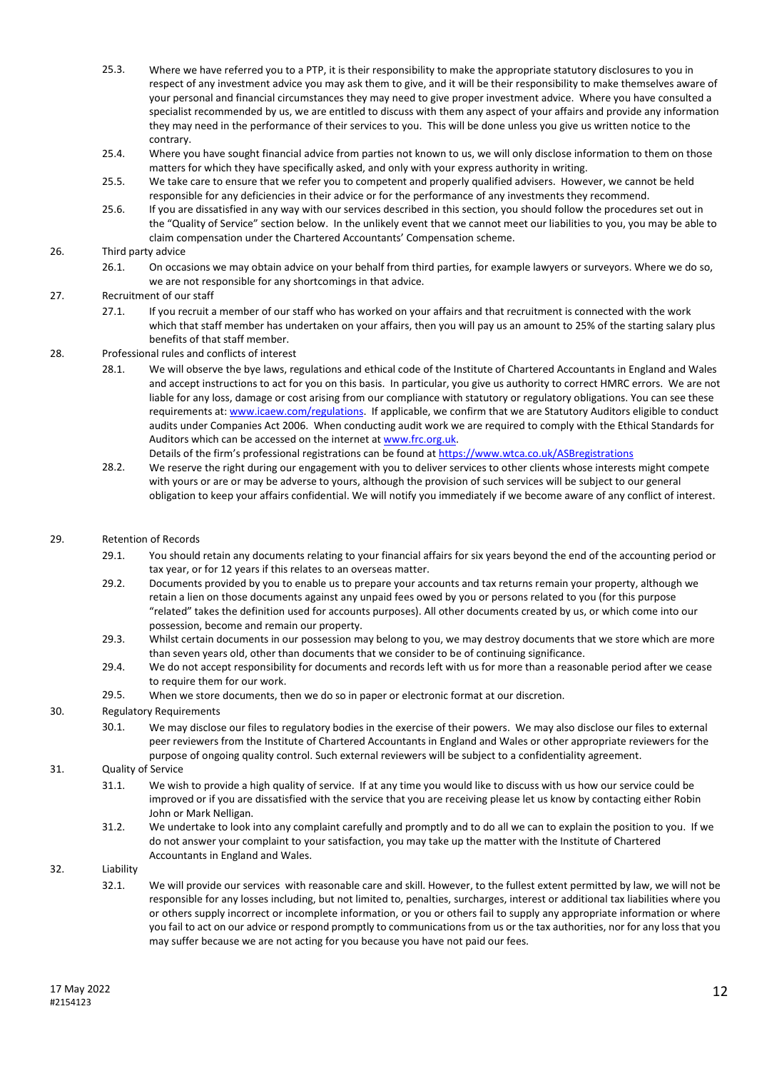25.3. Where we have referred you to a PTP, it is their responsibility to make the appropriate statutory disclosures to you in respect of any investment advice you may ask them to give, and it will be their responsibility to make themselves aware of your personal and financial circumstances they may need to give proper investment advice. Where you have consulted a specialist recommended by us, we are entitled to discuss with them any aspect of your affairs and provide any information they may need in the performance of their services to you. This will be done unless you give us written notice to the contrary.

25.4. Where you have sought financial advice from parties not known to us, we will only disclose information to them on those matters for which they have specifically asked, and only with your express authority in writing.

25.5. We take care to ensure that we refer you to competent and properly qualified advisers. However, we cannot be held responsible for any deficiencies in their advice or for the performance of any investments they recommend.

25.6. If you are dissatisfied in any way with our services described in this section, you should follow the procedures set out in the "Quality of Service" section below. In the unlikely event that we cannot meet our liabilities to you, you may be able to claim compensation under the Chartered Accountants' Compensation scheme.

## 26. Third party advice

26.1. On occasions we may obtain advice on your behalf from third parties, for example lawyers or surveyors. Where we do so, we are not responsible for any shortcomings in that advice.

## 27. Recruitment of our staff

27.1. If you recruit a member of our staff who has worked on your affairs and that recruitment is connected with the work which that staff member has undertaken on your affairs, then you will pay us an amount to 25% of the starting salary plus benefits of that staff member.

## 28. Professional rules and conflicts of interest

28.1. We will observe the bye laws, regulations and ethical code of the Institute of Chartered Accountants in England and Wales and accept instructions to act for you on this basis. In particular, you give us authority to correct HMRC errors. We are not liable for any loss, damage or cost arising from our compliance with statutory or regulatory obligations. You can see these requirements at: [www.icaew.com/regulations](http://www.icaew.com/regulations). If applicable, we confirm that we are Statutory Auditors eligible to conduct audits under Companies Act 2006. When conducting audit work we are required to comply with the Ethical Standards for Auditors which can be accessed on the internet at [www.frc.org.uk](http://www.frc.org.uk).
Details of the firm's professional registrations can be found at [https://www.wtca.co.uk/ASBregistrations](https://www.wtca.co.uk/ASBregistrations)

28.2. We reserve the right during our engagement with you to deliver services to other clients whose interests might compete with yours or are or may be adverse to yours, although the provision of such services will be subject to our general obligation to keep your affairs confidential. We will notify you immediately if we become aware of any conflict of interest.

## 29. Retention of Records

29.1. You should retain any documents relating to your financial affairs for six years beyond the end of the accounting period or tax year, or for 12 years if this relates to an overseas matter.

29.2. Documents provided by you to enable us to prepare your accounts and tax returns remain your property, although we retain a lien on those documents against any unpaid fees owed by you or persons related to you (for this purpose "related" takes the definition used for accounts purposes). All other documents created by us, or which come into our possession, become and remain our property.

29.3. Whilst certain documents in our possession may belong to you, we may destroy documents that we store which are more than seven years old, other than documents that we consider to be of continuing significance.

29.4. We do not accept responsibility for documents and records left with us for more than a reasonable period after we cease to require them for our work.

29.5. When we store documents, then we do so in paper or electronic format at our discretion.

## 30. Regulatory Requirements

30.1. We may disclose our files to regulatory bodies in the exercise of their powers. We may also disclose our files to external peer reviewers from the Institute of Chartered Accountants in England and Wales or other appropriate reviewers for the purpose of ongoing quality control. Such external reviewers will be subject to a confidentiality agreement.

## 31. Quality of Service

31.1. We wish to provide a high quality of service. If at any time you would like to discuss with us how our service could be improved or if you are dissatisfied with the service that you are receiving please let us know by contacting either Robin John or Mark Nelligan.

31.2. We undertake to look into any complaint carefully and promptly and to do all we can to explain the position to you. If we do not answer your complaint to your satisfaction, you may take up the matter with the Institute of Chartered Accountants in England and Wales.

## 32. Liability

32.1. We will provide our services with reasonable care and skill. However, to the fullest extent permitted by law, we will not be responsible for any losses including, but not limited to, penalties, surcharges, interest or additional tax liabilities where you or others supply incorrect or incomplete information, or you or others fail to supply any appropriate information or where you fail to act on our advice or respond promptly to communications from us or the tax authorities, nor for any loss that you may suffer because we are not acting for you because you have not paid our fees.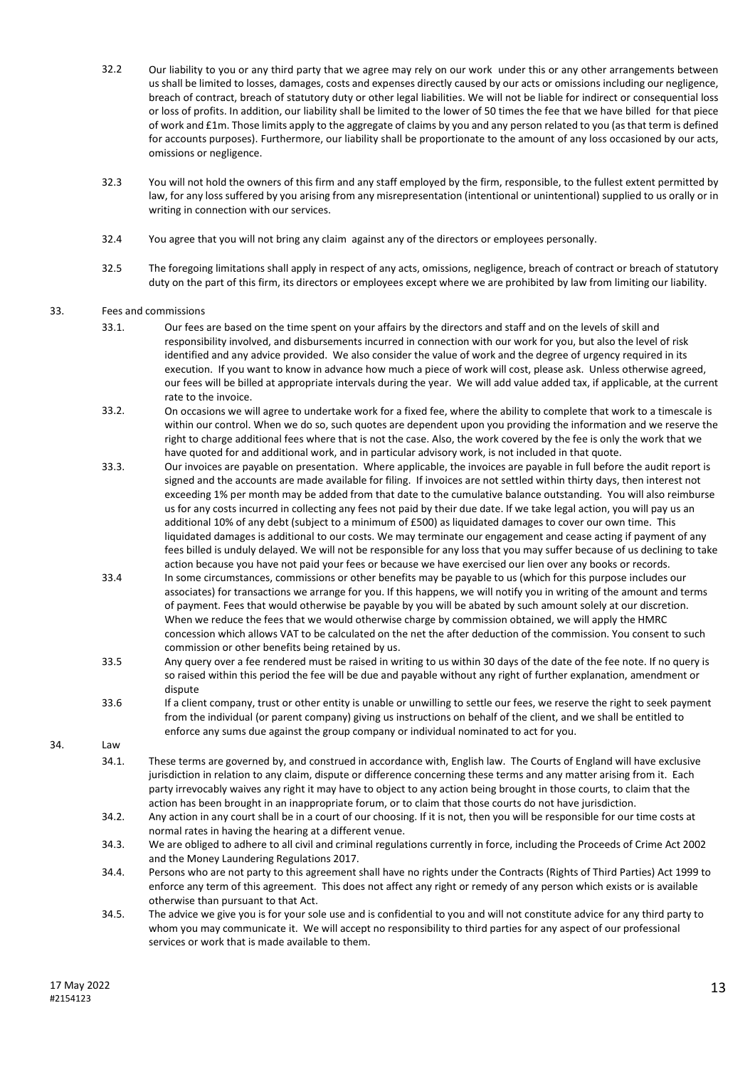32.2 Our liability to you or any third party that we agree may rely on our work under this or any other arrangements between us shall be limited to losses, damages, costs and expenses directly caused by our acts or omissions including our negligence, breach of contract, breach of statutory duty or other legal liabilities. We will not be liable for indirect or consequential loss or loss of profits. In addition, our liability shall be limited to the lower of 50 times the fee that we have billed for that piece of work and £1m. Those limits apply to the aggregate of claims by you and any person related to you (as that term is defined for accounts purposes). Furthermore, our liability shall be proportionate to the amount of any loss occasioned by our acts, omissions or negligence.

32.3 You will not hold the owners of this firm and any staff employed by the firm, responsible, to the fullest extent permitted by law, for any loss suffered by you arising from any misrepresentation (intentional or unintentional) supplied to us orally or in writing in connection with our services.

32.4 You agree that you will not bring any claim against any of the directors or employees personally.

32.5 The foregoing limitations shall apply in respect of any acts, omissions, negligence, breach of contract or breach of statutory duty on the part of this firm, its directors or employees except where we are prohibited by law from limiting our liability.

## 33. Fees and commissions

33.1. Our fees are based on the time spent on your affairs by the directors and staff and on the levels of skill and responsibility involved, and disbursements incurred in connection with our work for you, but also the level of risk identified and any advice provided. We also consider the value of work and the degree of urgency required in its execution. If you want to know in advance how much a piece of work will cost, please ask. Unless otherwise agreed, our fees will be billed at appropriate intervals during the year. We will add value added tax, if applicable, at the current rate to the invoice.

33.2. On occasions we will agree to undertake work for a fixed fee, where the ability to complete that work to a timescale is within our control. When we do so, such quotes are dependent upon you providing the information and we reserve the right to charge additional fees where that is not the case. Also, the work covered by the fee is only the work that we have quoted for and additional work, and in particular advisory work, is not included in that quote.

33.3. Our invoices are payable on presentation. Where applicable, the invoices are payable in full before the audit report is signed and the accounts are made available for filing. If invoices are not settled within thirty days, then interest not exceeding 1% per month may be added from that date to the cumulative balance outstanding. You will also reimburse us for any costs incurred in collecting any fees not paid by their due date. If we take legal action, you will pay us an additional 10% of any debt (subject to a minimum of £500) as liquidated damages to cover our own time. This liquidated damages is additional to our costs. We may terminate our engagement and cease acting if payment of any fees billed is unduly delayed. We will not be responsible for any loss that you may suffer because of us declining to take action because you have not paid your fees or because we have exercised our lien over any books or records.

33.4 In some circumstances, commissions or other benefits may be payable to us (which for this purpose includes our associates) for transactions we arrange for you. If this happens, we will notify you in writing of the amount and terms of payment. Fees that would otherwise be payable by you will be abated by such amount solely at our discretion. When we reduce the fees that we would otherwise charge by commission obtained, we will apply the HMRC concession which allows VAT to be calculated on the net the after deduction of the commission. You consent to such commission or other benefits being retained by us.

33.5 Any query over a fee rendered must be raised in writing to us within 30 days of the date of the fee note. If no query is so raised within this period the fee will be due and payable without any right of further explanation, amendment or dispute

33.6 If a client company, trust or other entity is unable or unwilling to settle our fees, we reserve the right to seek payment from the individual (or parent company) giving us instructions on behalf of the client, and we shall be entitled to enforce any sums due against the group company or individual nominated to act for you.

## 34. Law

34.1. These terms are governed by, and construed in accordance with, English law. The Courts of England will have exclusive jurisdiction in relation to any claim, dispute or difference concerning these terms and any matter arising from it. Each party irrevocably waives any right it may have to object to any action being brought in those courts, to claim that the action has been brought in an inappropriate forum, or to claim that those courts do not have jurisdiction.

34.2. Any action in any court shall be in a court of our choosing. If it is not, then you will be responsible for our time costs at normal rates in having the hearing at a different venue.

34.3. We are obliged to adhere to all civil and criminal regulations currently in force, including the Proceeds of Crime Act 2002 and the Money Laundering Regulations 2017.

34.4. Persons who are not party to this agreement shall have no rights under the Contracts (Rights of Third Parties) Act 1999 to enforce any term of this agreement. This does not affect any right or remedy of any person which exists or is available otherwise than pursuant to that Act.

34.5. The advice we give you is for your sole use and is confidential to you and will not constitute advice for any third party to whom you may communicate it. We will accept no responsibility to third parties for any aspect of our professional services or work that is made available to them.

17 May 2022
#2154123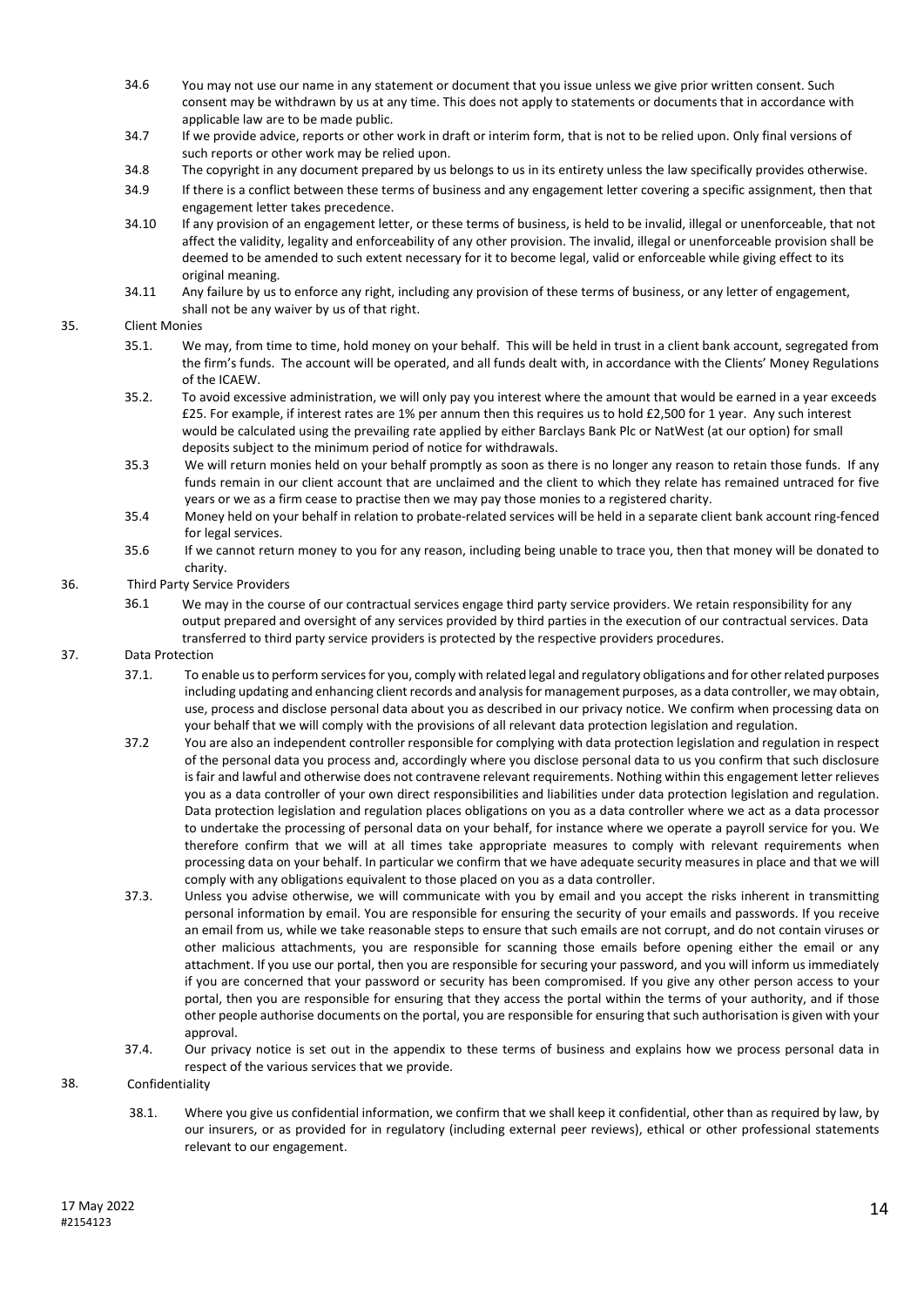34.6 You may not use our name in any statement or document that you issue unless we give prior written consent. Such consent may be withdrawn by us at any time. This does not apply to statements or documents that in accordance with applicable law are to be made public.

34.7 If we provide advice, reports or other work in draft or interim form, that is not to be relied upon. Only final versions of such reports or other work may be relied upon.

34.8 The copyright in any document prepared by us belongs to us in its entirety unless the law specifically provides otherwise.

34.9 If there is a conflict between these terms of business and any engagement letter covering a specific assignment, then that engagement letter takes precedence.

34.10 If any provision of an engagement letter, or these terms of business, is held to be invalid, illegal or unenforceable, that not affect the validity, legality and enforceability of any other provision. The invalid, illegal or unenforceable provision shall be deemed to be amended to such extent necessary for it to become legal, valid or enforceable while giving effect to its original meaning.

34.11 Any failure by us to enforce any right, including any provision of these terms of business, or any letter of engagement, shall not be any waiver by us of that right.

## 35. Client Monies

35.1. We may, from time to time, hold money on your behalf. This will be held in trust in a client bank account, segregated from the firm's funds. The account will be operated, and all funds dealt with, in accordance with the Clients' Money Regulations of the ICAEW.

35.2. To avoid excessive administration, we will only pay you interest where the amount that would be earned in a year exceeds £25. For example, if interest rates are 1% per annum then this requires us to hold £2,500 for 1 year. Any such interest would be calculated using the prevailing rate applied by either Barclays Bank Plc or NatWest (at our option) for small deposits subject to the minimum period of notice for withdrawals.

35.3 We will return monies held on your behalf promptly as soon as there is no longer any reason to retain those funds. If any funds remain in our client account that are unclaimed and the client to which they relate has remained untraced for five years or we as a firm cease to practise then we may pay those monies to a registered charity.

35.4 Money held on your behalf in relation to probate-related services will be held in a separate client bank account ring-fenced for legal services.

35.6 If we cannot return money to you for any reason, including being unable to trace you, then that money will be donated to charity.

## 36. Third Party Service Providers

36.1 We may in the course of our contractual services engage third party service providers. We retain responsibility for any output prepared and oversight of any services provided by third parties in the execution of our contractual services. Data transferred to third party service providers is protected by the respective providers procedures.

## 37. Data Protection

37.1. To enable us to perform services for you, comply with related legal and regulatory obligations and for other related purposes including updating and enhancing client records and analysis for management purposes, as a data controller, we may obtain, use, process and disclose personal data about you as described in our privacy notice. We confirm when processing data on your behalf that we will comply with the provisions of all relevant data protection legislation and regulation.

37.2 You are also an independent controller responsible for complying with data protection legislation and regulation in respect of the personal data you process and, accordingly where you disclose personal data to us you confirm that such disclosure is fair and lawful and otherwise does not contravene relevant requirements. Nothing within this engagement letter relieves you as a data controller of your own direct responsibilities and liabilities under data protection legislation and regulation. Data protection legislation and regulation places obligations on you as a data controller where we act as a data processor to undertake the processing of personal data on your behalf, for instance where we operate a payroll service for you. We therefore confirm that we will at all times take appropriate measures to comply with relevant requirements when processing data on your behalf. In particular we confirm that we have adequate security measures in place and that we will comply with any obligations equivalent to those placed on you as a data controller.

37.3. Unless you advise otherwise, we will communicate with you by email and you accept the risks inherent in transmitting personal information by email. You are responsible for ensuring the security of your emails and passwords. If you receive an email from us, while we take reasonable steps to ensure that such emails are not corrupt, and do not contain viruses or other malicious attachments, you are responsible for scanning those emails before opening either the email or any attachment. If you use our portal, then you are responsible for securing your password, and you will inform us immediately if you are concerned that your password or security has been compromised. If you give any other person access to your portal, then you are responsible for ensuring that they access the portal within the terms of your authority, and if those other people authorise documents on the portal, you are responsible for ensuring that such authorisation is given with your approval.

37.4. Our privacy notice is set out in the appendix to these terms of business and explains how we process personal data in respect of the various services that we provide.

## 38. Confidentiality

38.1. Where you give us confidential information, we confirm that we shall keep it confidential, other than as required by law, by our insurers, or as provided for in regulatory (including external peer reviews), ethical or other professional statements relevant to our engagement.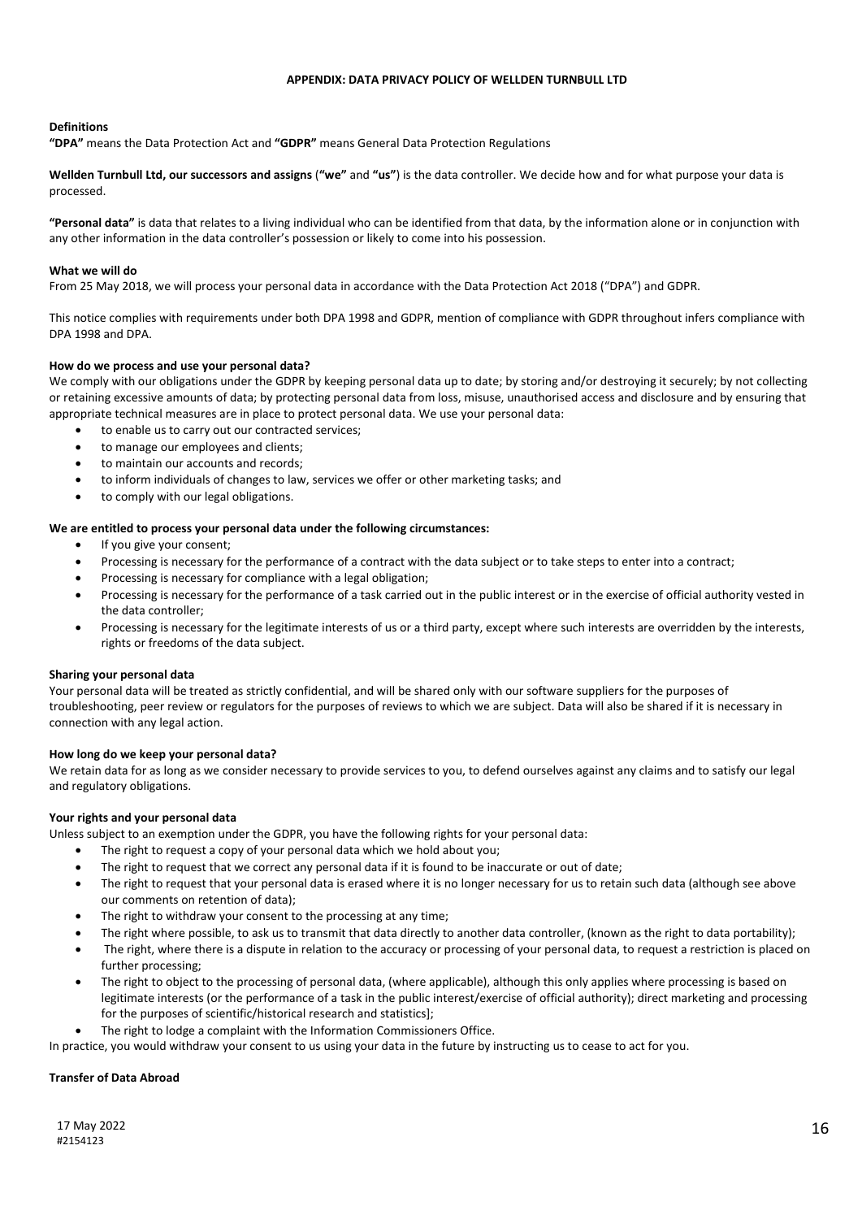**APPENDIX: DATA PRIVACY POLICY OF WELLDEN TURNBULL LTD**

**Definitions**

**"DPA"** means the Data Protection Act and **"GDPR"** means General Data Protection Regulations

**Wellden Turnbull Ltd, our successors and assigns** (**"we"** and **"us"**) is the data controller. We decide how and for what purpose your data is processed.

**"Personal data"** is data that relates to a living individual who can be identified from that data, by the information alone or in conjunction with any other information in the data controller's possession or likely to come into his possession.

**What we will do**

From 25 May 2018, we will process your personal data in accordance with the Data Protection Act 2018 ("DPA") and GDPR.

This notice complies with requirements under both DPA 1998 and GDPR, mention of compliance with GDPR throughout infers compliance with DPA 1998 and DPA.

**How do we process and use your personal data?**

We comply with our obligations under the GDPR by keeping personal data up to date; by storing and/or destroying it securely; by not collecting or retaining excessive amounts of data; by protecting personal data from loss, misuse, unauthorised access and disclosure and by ensuring that appropriate technical measures are in place to protect personal data. We use your personal data:

- to enable us to carry out our contracted services;
- to manage our employees and clients;
- to maintain our accounts and records;
- to inform individuals of changes to law, services we offer or other marketing tasks; and
- to comply with our legal obligations.

**We are entitled to process your personal data under the following circumstances:**

- If you give your consent;
- Processing is necessary for the performance of a contract with the data subject or to take steps to enter into a contract;
- Processing is necessary for compliance with a legal obligation;
- Processing is necessary for the performance of a task carried out in the public interest or in the exercise of official authority vested in the data controller;
- Processing is necessary for the legitimate interests of us or a third party, except where such interests are overridden by the interests, rights or freedoms of the data subject.

**Sharing your personal data**

Your personal data will be treated as strictly confidential, and will be shared only with our software suppliers for the purposes of troubleshooting, peer review or regulators for the purposes of reviews to which we are subject. Data will also be shared if it is necessary in connection with any legal action.

**How long do we keep your personal data?**

We retain data for as long as we consider necessary to provide services to you, to defend ourselves against any claims and to satisfy our legal and regulatory obligations.

**Your rights and your personal data**

Unless subject to an exemption under the GDPR, you have the following rights for your personal data:

- The right to request a copy of your personal data which we hold about you;
- The right to request that we correct any personal data if it is found to be inaccurate or out of date;
- The right to request that your personal data is erased where it is no longer necessary for us to retain such data (although see above our comments on retention of data);
- The right to withdraw your consent to the processing at any time;
- The right where possible, to ask us to transmit that data directly to another data controller, (known as the right to data portability);
- The right, where there is a dispute in relation to the accuracy or processing of your personal data, to request a restriction is placed on further processing;
- The right to object to the processing of personal data, (where applicable), although this only applies where processing is based on legitimate interests (or the performance of a task in the public interest/exercise of official authority); direct marketing and processing for the purposes of scientific/historical research and statistics];
- The right to lodge a complaint with the Information Commissioners Office.

In practice, you would withdraw your consent to us using your data in the future by instructing us to cease to act for you.

**Transfer of Data Abroad**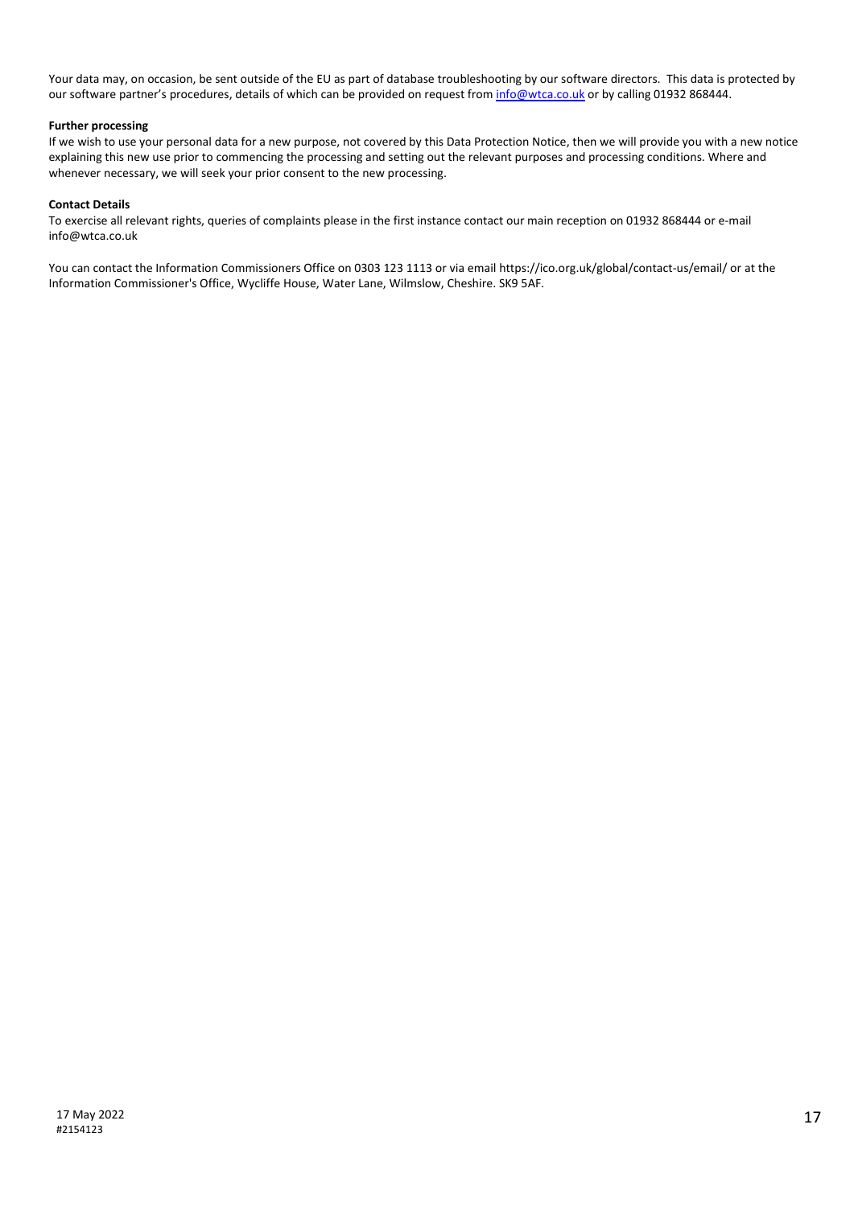Your data may, on occasion, be sent outside of the EU as part of database troubleshooting by our software directors. This data is protected by our software partner's procedures, details of which can be provided on request from info@wtca.co.uk or by calling 01932 868444.

**Further processing**

If we wish to use your personal data for a new purpose, not covered by this Data Protection Notice, then we will provide you with a new notice explaining this new use prior to commencing the processing and setting out the relevant purposes and processing conditions. Where and whenever necessary, we will seek your prior consent to the new processing.

**Contact Details**

To exercise all relevant rights, queries of complaints please in the first instance contact our main reception on 01932 868444 or e-mail info@wtca.co.uk

You can contact the Information Commissioners Office on 0303 123 1113 or via email https://ico.org.uk/global/contact-us/email/ or at the Information Commissioner's Office, Wycliffe House, Water Lane, Wilmslow, Cheshire. SK9 5AF.

17 May 2022
#2154123